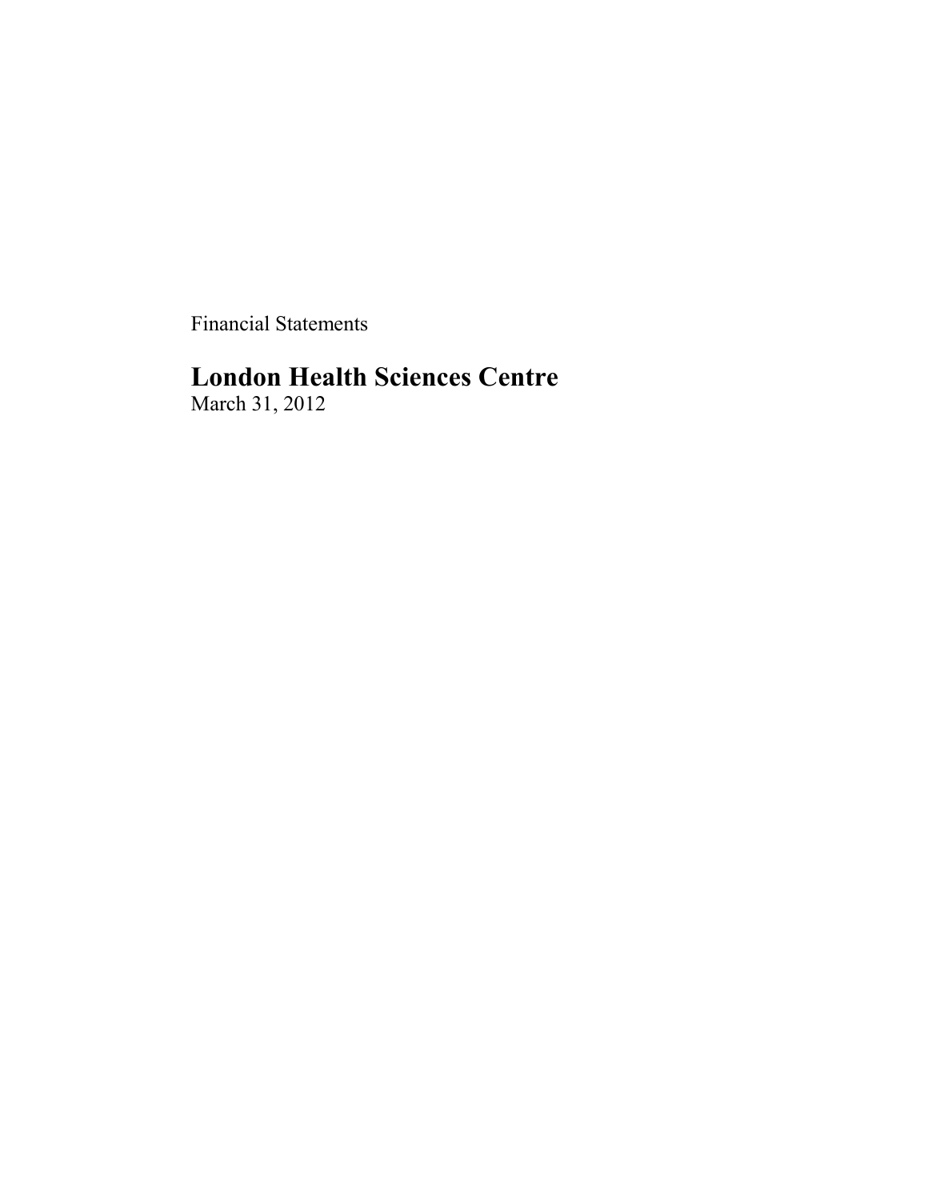Financial Statements

# London Health Sciences Centre

March 31, 2012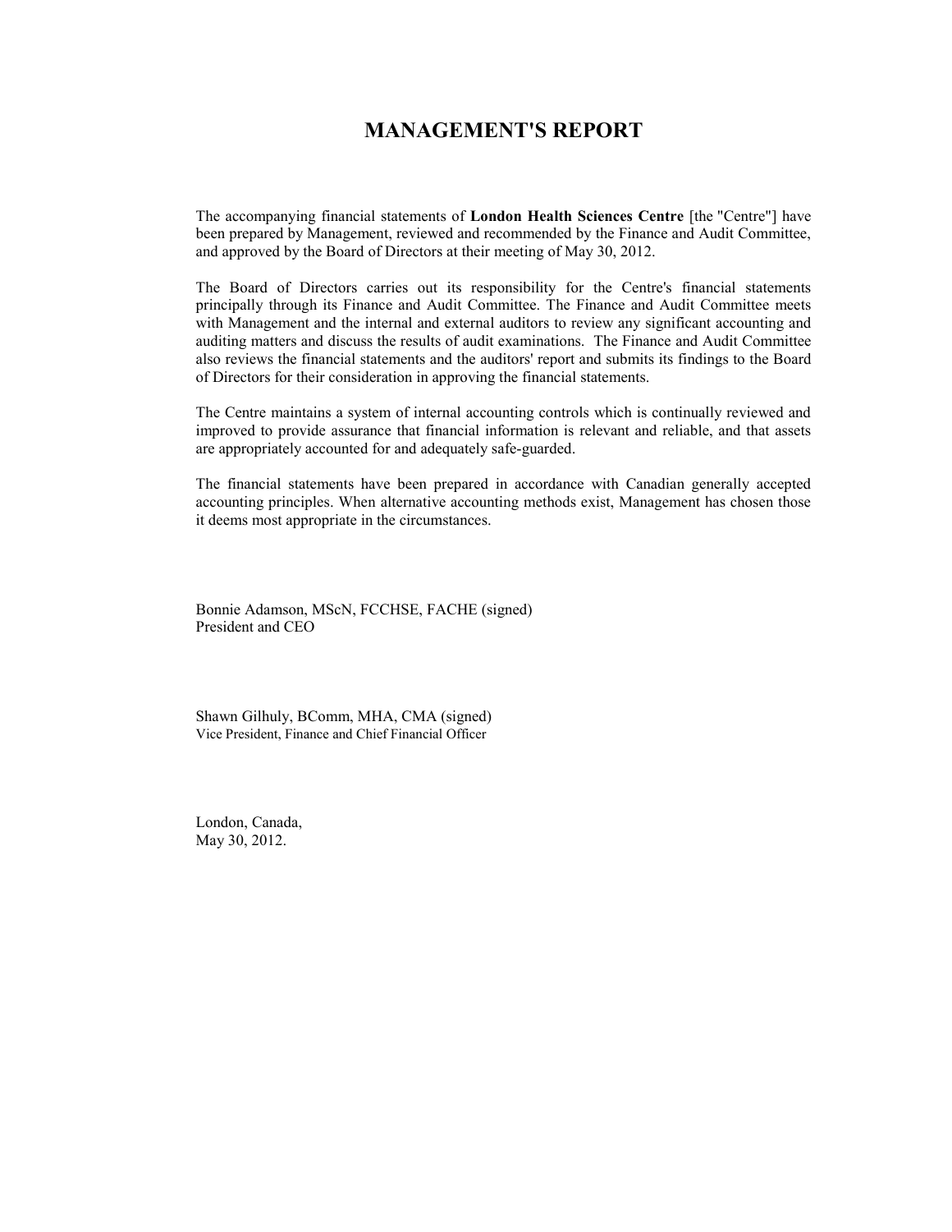# MANAGEMENT'S REPORT

The accompanying financial statements of **London Health Sciences Centre** [the "Centre"] have been prepared by Management, reviewed and recommended by the Finance and Audit Committee, and approved by the Board of Directors at their meeting of May 30, 2012.

The Board of Directors carries out its responsibility for the Centre's financial statements principally through its Finance and Audit Committee. The Finance and Audit Committee meets with Management and the internal and external auditors to review any significant accounting and auditing matters and discuss the results of audit examinations. The Finance and Audit Committee also reviews the financial statements and the auditors' report and submits its findings to the Board of Directors for their consideration in approving the financial statements.

The Centre maintains a system of internal accounting controls which is continually reviewed and improved to provide assurance that financial information is relevant and reliable, and that assets are appropriately accounted for and adequately safe-guarded.

The financial statements have been prepared in accordance with Canadian generally accepted accounting principles. When alternative accounting methods exist, Management has chosen those it deems most appropriate in the circumstances.

Bonnie Adamson, MScN, FCCHSE, FACHE (signed)
President and CEO

Shawn Gilhuly, BComm, MHA, CMA (signed)
Vice President, Finance and Chief Financial Officer

London, Canada,
May 30, 2012.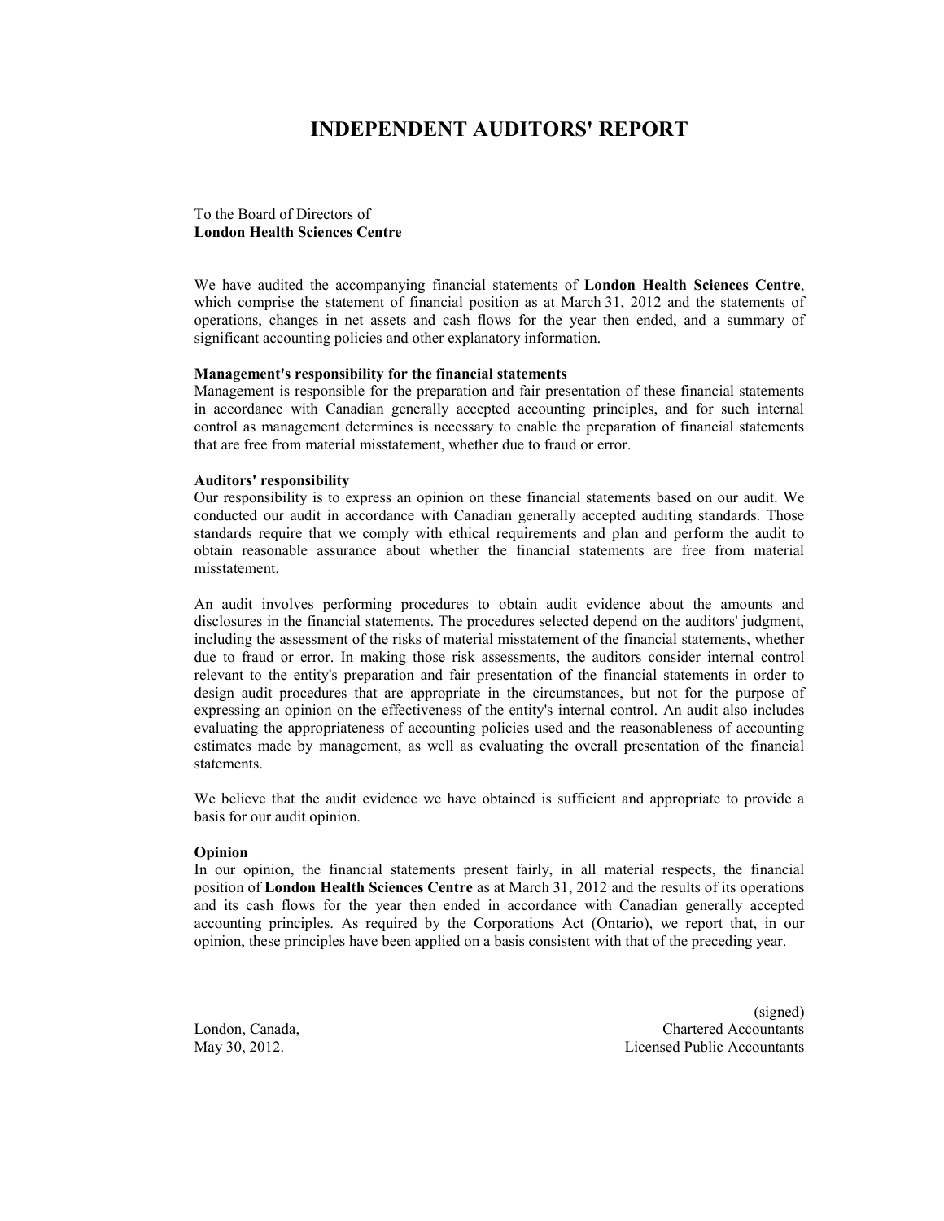# INDEPENDENT AUDITORS' REPORT

To the Board of Directors of
**London Health Sciences Centre**

We have audited the accompanying financial statements of **London Health Sciences Centre**, which comprise the statement of financial position as at March 31, 2012 and the statements of operations, changes in net assets and cash flows for the year then ended, and a summary of significant accounting policies and other explanatory information.

**Management's responsibility for the financial statements**
Management is responsible for the preparation and fair presentation of these financial statements in accordance with Canadian generally accepted accounting principles, and for such internal control as management determines is necessary to enable the preparation of financial statements that are free from material misstatement, whether due to fraud or error.

**Auditors' responsibility**
Our responsibility is to express an opinion on these financial statements based on our audit. We conducted our audit in accordance with Canadian generally accepted auditing standards. Those standards require that we comply with ethical requirements and plan and perform the audit to obtain reasonable assurance about whether the financial statements are free from material misstatement.

An audit involves performing procedures to obtain audit evidence about the amounts and disclosures in the financial statements. The procedures selected depend on the auditors' judgment, including the assessment of the risks of material misstatement of the financial statements, whether due to fraud or error. In making those risk assessments, the auditors consider internal control relevant to the entity's preparation and fair presentation of the financial statements in order to design audit procedures that are appropriate in the circumstances, but not for the purpose of expressing an opinion on the effectiveness of the entity's internal control. An audit also includes evaluating the appropriateness of accounting policies used and the reasonableness of accounting estimates made by management, as well as evaluating the overall presentation of the financial statements.

We believe that the audit evidence we have obtained is sufficient and appropriate to provide a basis for our audit opinion.

**Opinion**
In our opinion, the financial statements present fairly, in all material respects, the financial position of **London Health Sciences Centre** as at March 31, 2012 and the results of its operations and its cash flows for the year then ended in accordance with Canadian generally accepted accounting principles. As required by the Corporations Act (Ontario), we report that, in our opinion, these principles have been applied on a basis consistent with that of the preceding year.

(signed)
Chartered Accountants
Licensed Public Accountants

London, Canada,
May 30, 2012.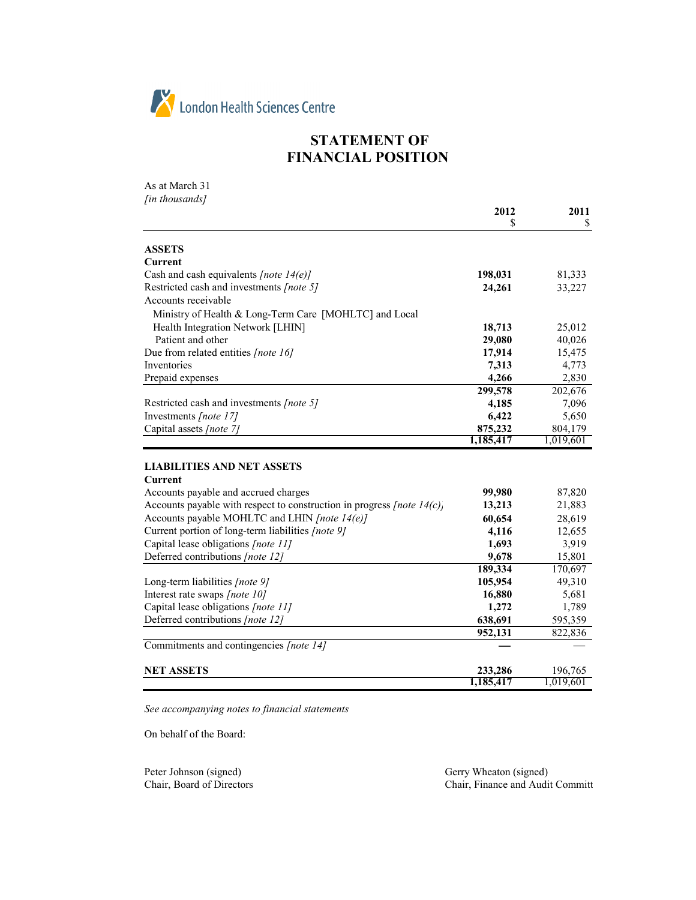London Health Sciences Centre

# STATEMENT OF FINANCIAL POSITION

As at March 31
*[in thousands]*

| | 2012<br>$ | 2011<br>$ |
|---|---|---|
| **ASSETS** | | |
| **Current** | | |
| Cash and cash equivalents *[note 14(e)]* | **198,031** | 81,333 |
| Restricted cash and investments *[note 5]* | **24,261** | 33,227 |
| Accounts receivable | | |
| Ministry of Health & Long-Term Care [MOHLTC] and Local Health Integration Network [LHIN] | **18,713** | 25,012 |
| Patient and other | **29,080** | 40,026 |
| Due from related entities *[note 16]* | **17,914** | 15,475 |
| Inventories | **7,313** | 4,773 |
| Prepaid expenses | **4,266** | 2,830 |
| | **299,578** | 202,676 |
| Restricted cash and investments *[note 5]* | **4,185** | 7,096 |
| Investments *[note 17]* | **6,422** | 5,650 |
| Capital assets *[note 7]* | **875,232** | 804,179 |
| | **1,185,417** | 1,019,601 |
| **LIABILITIES AND NET ASSETS** | | |
| **Current** | | |
| Accounts payable and accrued charges | **99,980** | 87,820 |
| Accounts payable with respect to construction in progress *[note 14(c)]* | **13,213** | 21,883 |
| Accounts payable MOHLTC and LHIN *[note 14(e)]* | **60,654** | 28,619 |
| Current portion of long-term liabilities *[note 9]* | **4,116** | 12,655 |
| Capital lease obligations *[note 11]* | **1,693** | 3,919 |
| Deferred contributions *[note 12]* | **9,678** | 15,801 |
| | **189,334** | 170,697 |
| Long-term liabilities *[note 9]* | **105,954** | 49,310 |
| Interest rate swaps *[note 10]* | **16,880** | 5,681 |
| Capital lease obligations *[note 11]* | **1,272** | 1,789 |
| Deferred contributions *[note 12]* | **638,691** | 595,359 |
| | **952,131** | 822,836 |
| Commitments and contingencies *[note 14]* | **—** | — |
| **NET ASSETS** | **233,286** | 196,765 |
| | **1,185,417** | 1,019,601 |

*See accompanying notes to financial statements*

On behalf of the Board:

Peter Johnson (signed)
Chair, Board of Directors

Gerry Wheaton (signed)
Chair, Finance and Audit Committ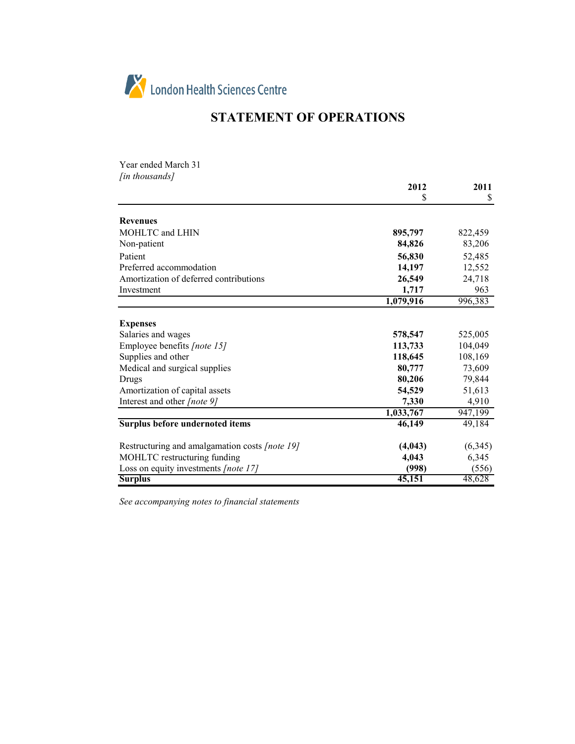London Health Sciences Centre

# STATEMENT OF OPERATIONS

Year ended March 31
*[in thousands]*

| | 2012<br>$ | 2011<br>$ |
|---|---|---|
| **Revenues** | | |
| MOHLTC and LHIN | **895,797** | 822,459 |
| Non-patient | **84,826** | 83,206 |
| Patient | **56,830** | 52,485 |
| Preferred accommodation | **14,197** | 12,552 |
| Amortization of deferred contributions | **26,549** | 24,718 |
| Investment | **1,717** | 963 |
| | **1,079,916** | 996,383 |
| **Expenses** | | |
| Salaries and wages | **578,547** | 525,005 |
| Employee benefits *[note 15]* | **113,733** | 104,049 |
| Supplies and other | **118,645** | 108,169 |
| Medical and surgical supplies | **80,777** | 73,609 |
| Drugs | **80,206** | 79,844 |
| Amortization of capital assets | **54,529** | 51,613 |
| Interest and other *[note 9]* | **7,330** | 4,910 |
| | **1,033,767** | 947,199 |
| **Surplus before undernoted items** | **46,149** | 49,184 |
| Restructuring and amalgamation costs *[note 19]* | **(4,043)** | (6,345) |
| MOHLTC restructuring funding | **4,043** | 6,345 |
| Loss on equity investments *[note 17]* | **(998)** | (556) |
| **Surplus** | **45,151** | 48,628 |

*See accompanying notes to financial statements*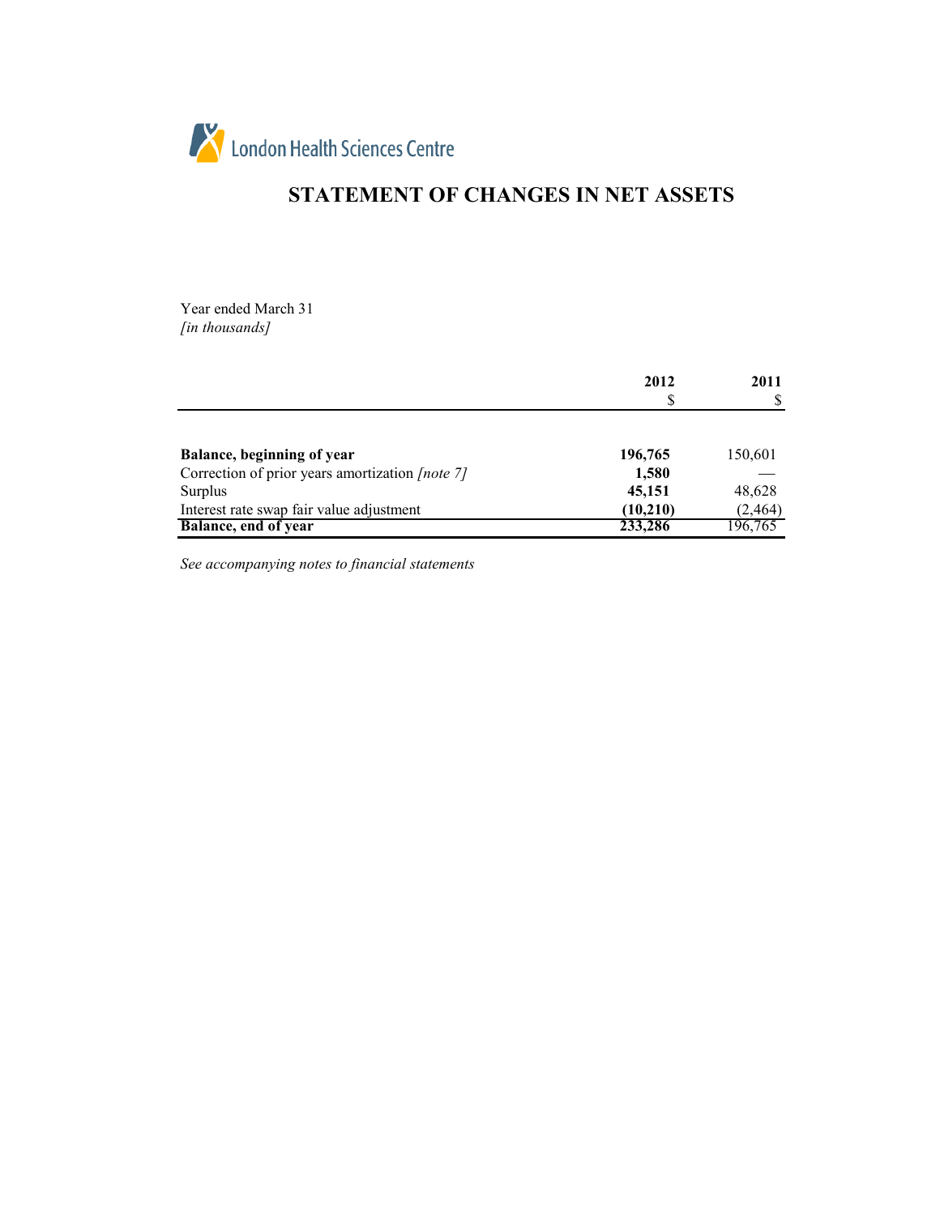London Health Sciences Centre

# STATEMENT OF CHANGES IN NET ASSETS

Year ended March 31
*[in thousands]*

| | 2012<br>$ | 2011<br>$ |
|---|---|---|
| **Balance, beginning of year** | **196,765** | 150,601 |
| Correction of prior years amortization *[note 7]* | **1,580** | — |
| Surplus | **45,151** | 48,628 |
| Interest rate swap fair value adjustment | **(10,210)** | (2,464) |
| **Balance, end of year** | **233,286** | 196,765 |

*See accompanying notes to financial statements*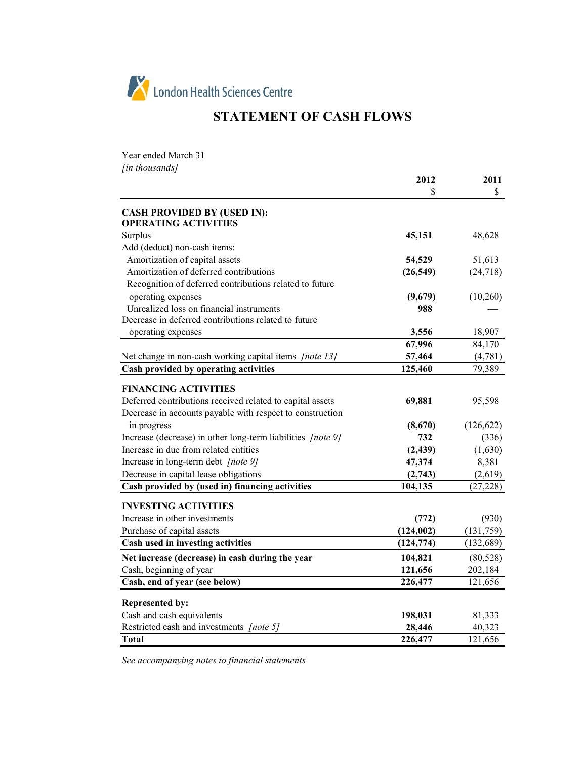London Health Sciences Centre

# STATEMENT OF CASH FLOWS

Year ended March 31
*[in thousands]*

| | 2012<br>$ | 2011<br>$ |
|---|---|---|
| **CASH PROVIDED BY (USED IN):** | | |
| **OPERATING ACTIVITIES** | | |
| Surplus | **45,151** | 48,628 |
| Add (deduct) non-cash items: | | |
| Amortization of capital assets | **54,529** | 51,613 |
| Amortization of deferred contributions | **(26,549)** | (24,718) |
| Recognition of deferred contributions related to future operating expenses | **(9,679)** | (10,260) |
| Unrealized loss on financial instruments | **988** | — |
| Decrease in deferred contributions related to future operating expenses | **3,556** | 18,907 |
| | **67,996** | 84,170 |
| Net change in non-cash working capital items *[note 13]* | **57,464** | (4,781) |
| **Cash provided by operating activities** | **125,460** | 79,389 |
| **FINANCING ACTIVITIES** | | |
| Deferred contributions received related to capital assets | **69,881** | 95,598 |
| Decrease in accounts payable with respect to construction in progress | **(8,670)** | (126,622) |
| Increase (decrease) in other long-term liabilities *[note 9]* | **732** | (336) |
| Increase in due from related entities | **(2,439)** | (1,630) |
| Increase in long-term debt *[note 9]* | **47,374** | 8,381 |
| Decrease in capital lease obligations | **(2,743)** | (2,619) |
| **Cash provided by (used in) financing activities** | **104,135** | (27,228) |
| **INVESTING ACTIVITIES** | | |
| Increase in other investments | **(772)** | (930) |
| Purchase of capital assets | **(124,002)** | (131,759) |
| **Cash used in investing activities** | **(124,774)** | (132,689) |
| **Net increase (decrease) in cash during the year** | **104,821** | (80,528) |
| Cash, beginning of year | **121,656** | 202,184 |
| **Cash, end of year (see below)** | **226,477** | 121,656 |
| **Represented by:** | | |
| Cash and cash equivalents | **198,031** | 81,333 |
| Restricted cash and investments *[note 5]* | **28,446** | 40,323 |
| **Total** | **226,477** | 121,656 |

*See accompanying notes to financial statements*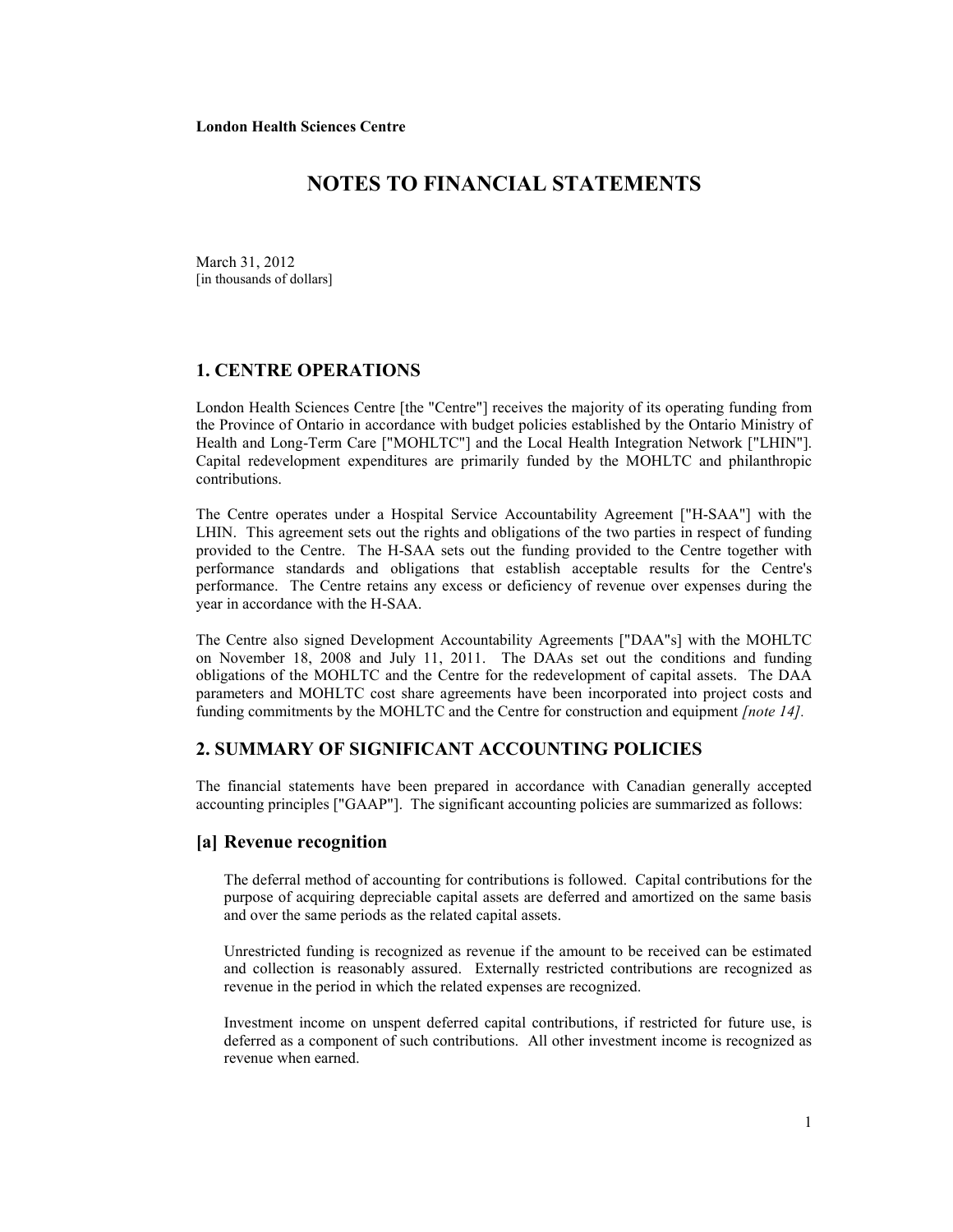**London Health Sciences Centre**

# NOTES TO FINANCIAL STATEMENTS

March 31, 2012
[in thousands of dollars]

## 1. CENTRE OPERATIONS

London Health Sciences Centre [the "Centre"] receives the majority of its operating funding from the Province of Ontario in accordance with budget policies established by the Ontario Ministry of Health and Long-Term Care ["MOHLTC"] and the Local Health Integration Network ["LHIN"]. Capital redevelopment expenditures are primarily funded by the MOHLTC and philanthropic contributions.

The Centre operates under a Hospital Service Accountability Agreement ["H-SAA"] with the LHIN. This agreement sets out the rights and obligations of the two parties in respect of funding provided to the Centre. The H-SAA sets out the funding provided to the Centre together with performance standards and obligations that establish acceptable results for the Centre's performance. The Centre retains any excess or deficiency of revenue over expenses during the year in accordance with the H-SAA.

The Centre also signed Development Accountability Agreements ["DAA"s] with the MOHLTC on November 18, 2008 and July 11, 2011. The DAAs set out the conditions and funding obligations of the MOHLTC and the Centre for the redevelopment of capital assets. The DAA parameters and MOHLTC cost share agreements have been incorporated into project costs and funding commitments by the MOHLTC and the Centre for construction and equipment *[note 14]*.

## 2. SUMMARY OF SIGNIFICANT ACCOUNTING POLICIES

The financial statements have been prepared in accordance with Canadian generally accepted accounting principles ["GAAP"]. The significant accounting policies are summarized as follows:

### [a] Revenue recognition

The deferral method of accounting for contributions is followed. Capital contributions for the purpose of acquiring depreciable capital assets are deferred and amortized on the same basis and over the same periods as the related capital assets.

Unrestricted funding is recognized as revenue if the amount to be received can be estimated and collection is reasonably assured. Externally restricted contributions are recognized as revenue in the period in which the related expenses are recognized.

Investment income on unspent deferred capital contributions, if restricted for future use, is deferred as a component of such contributions. All other investment income is recognized as revenue when earned.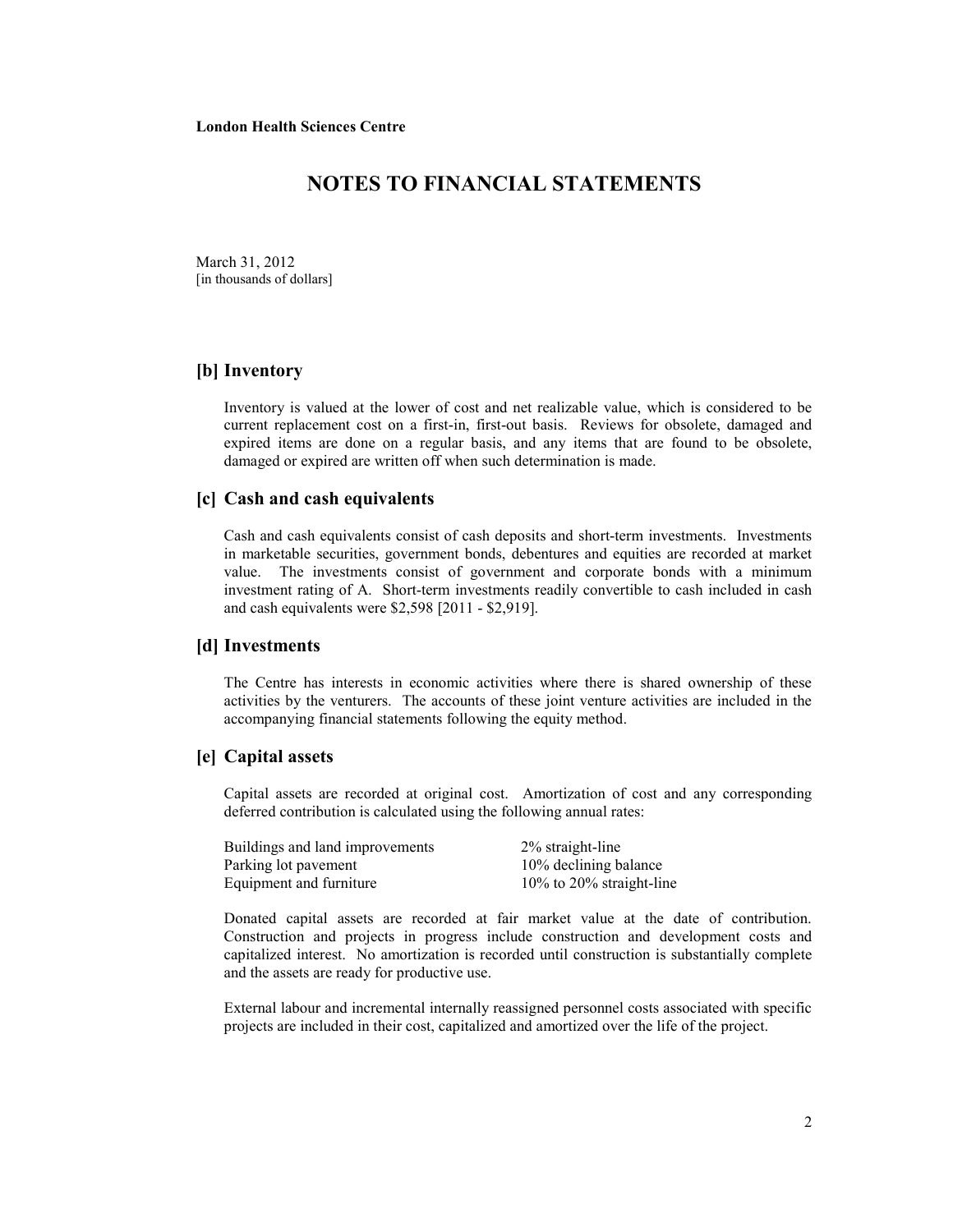London Health Sciences Centre

# NOTES TO FINANCIAL STATEMENTS

March 31, 2012
[in thousands of dollars]

## [b] Inventory

Inventory is valued at the lower of cost and net realizable value, which is considered to be current replacement cost on a first-in, first-out basis. Reviews for obsolete, damaged and expired items are done on a regular basis, and any items that are found to be obsolete, damaged or expired are written off when such determination is made.

## [c] Cash and cash equivalents

Cash and cash equivalents consist of cash deposits and short-term investments. Investments in marketable securities, government bonds, debentures and equities are recorded at market value. The investments consist of government and corporate bonds with a minimum investment rating of A. Short-term investments readily convertible to cash included in cash and cash equivalents were $2,598 [2011 - $2,919].

## [d] Investments

The Centre has interests in economic activities where there is shared ownership of these activities by the venturers. The accounts of these joint venture activities are included in the accompanying financial statements following the equity method.

## [e] Capital assets

Capital assets are recorded at original cost. Amortization of cost and any corresponding deferred contribution is calculated using the following annual rates:

| | |
|---|---|
| Buildings and land improvements | 2% straight-line |
| Parking lot pavement | 10% declining balance |
| Equipment and furniture | 10% to 20% straight-line |

Donated capital assets are recorded at fair market value at the date of contribution. Construction and projects in progress include construction and development costs and capitalized interest. No amortization is recorded until construction is substantially complete and the assets are ready for productive use.

External labour and incremental internally reassigned personnel costs associated with specific projects are included in their cost, capitalized and amortized over the life of the project.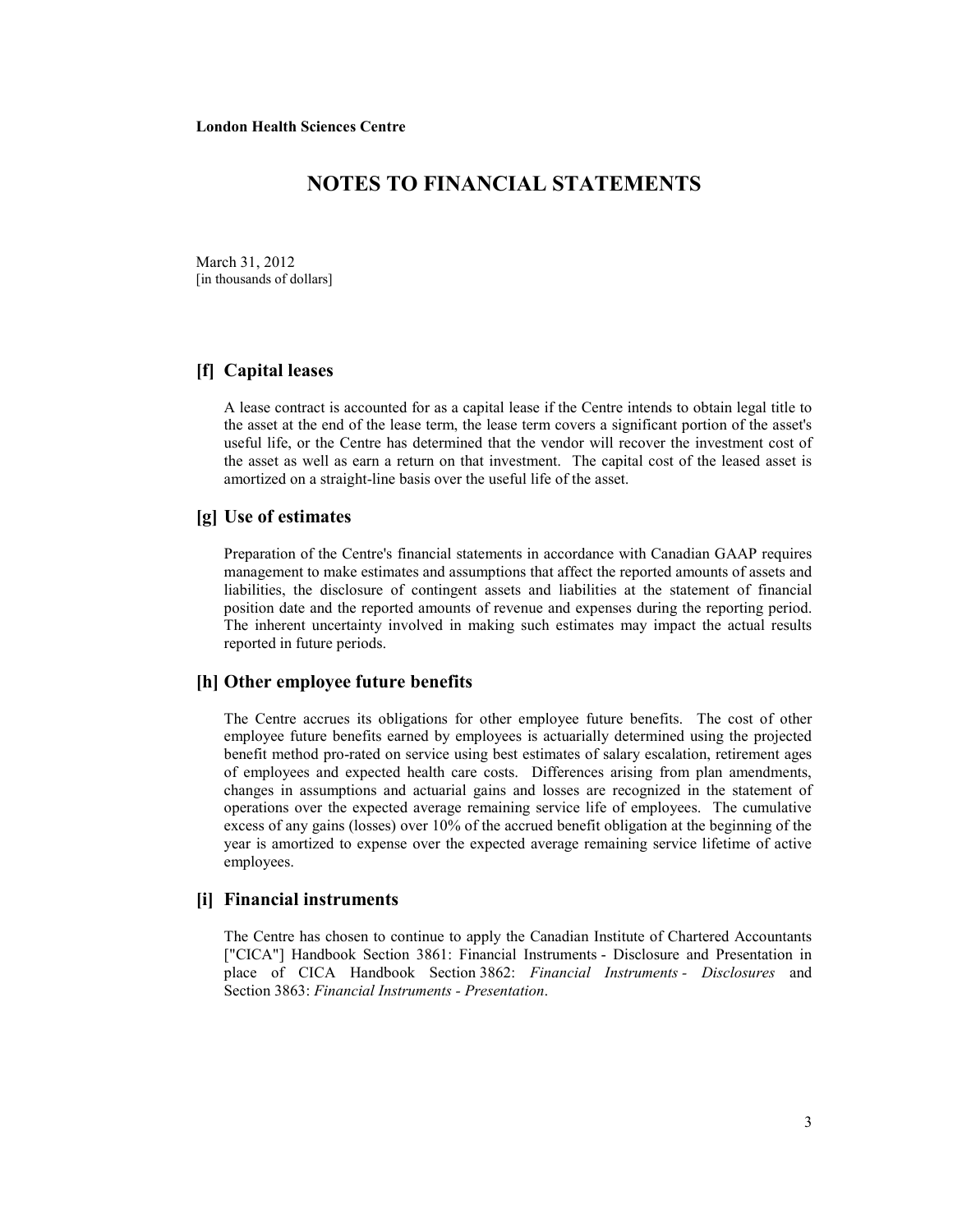**London Health Sciences Centre**

# NOTES TO FINANCIAL STATEMENTS

March 31, 2012
[in thousands of dollars]

## [f] Capital leases

A lease contract is accounted for as a capital lease if the Centre intends to obtain legal title to the asset at the end of the lease term, the lease term covers a significant portion of the asset's useful life, or the Centre has determined that the vendor will recover the investment cost of the asset as well as earn a return on that investment. The capital cost of the leased asset is amortized on a straight-line basis over the useful life of the asset.

## [g] Use of estimates

Preparation of the Centre's financial statements in accordance with Canadian GAAP requires management to make estimates and assumptions that affect the reported amounts of assets and liabilities, the disclosure of contingent assets and liabilities at the statement of financial position date and the reported amounts of revenue and expenses during the reporting period. The inherent uncertainty involved in making such estimates may impact the actual results reported in future periods.

## [h] Other employee future benefits

The Centre accrues its obligations for other employee future benefits. The cost of other employee future benefits earned by employees is actuarially determined using the projected benefit method pro-rated on service using best estimates of salary escalation, retirement ages of employees and expected health care costs. Differences arising from plan amendments, changes in assumptions and actuarial gains and losses are recognized in the statement of operations over the expected average remaining service life of employees. The cumulative excess of any gains (losses) over 10% of the accrued benefit obligation at the beginning of the year is amortized to expense over the expected average remaining service lifetime of active employees.

## [i] Financial instruments

The Centre has chosen to continue to apply the Canadian Institute of Chartered Accountants ["CICA"] Handbook Section 3861: Financial Instruments - Disclosure and Presentation in place of CICA Handbook Section 3862: *Financial Instruments - Disclosures* and Section 3863: *Financial Instruments - Presentation*.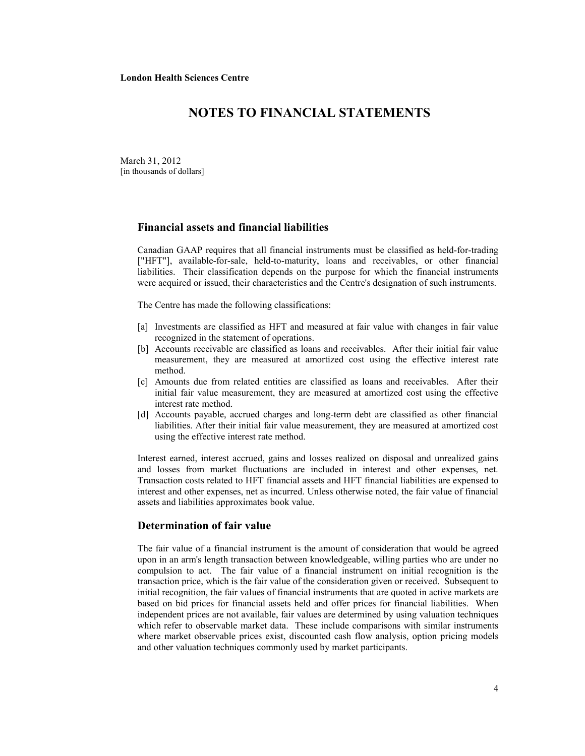London Health Sciences Centre

# NOTES TO FINANCIAL STATEMENTS

March 31, 2012
[in thousands of dollars]

## Financial assets and financial liabilities

Canadian GAAP requires that all financial instruments must be classified as held-for-trading ["HFT"], available-for-sale, held-to-maturity, loans and receivables, or other financial liabilities. Their classification depends on the purpose for which the financial instruments were acquired or issued, their characteristics and the Centre's designation of such instruments.

The Centre has made the following classifications:

[a] Investments are classified as HFT and measured at fair value with changes in fair value recognized in the statement of operations.

[b] Accounts receivable are classified as loans and receivables. After their initial fair value measurement, they are measured at amortized cost using the effective interest rate method.

[c] Amounts due from related entities are classified as loans and receivables. After their initial fair value measurement, they are measured at amortized cost using the effective interest rate method.

[d] Accounts payable, accrued charges and long-term debt are classified as other financial liabilities. After their initial fair value measurement, they are measured at amortized cost using the effective interest rate method.

Interest earned, interest accrued, gains and losses realized on disposal and unrealized gains and losses from market fluctuations are included in interest and other expenses, net. Transaction costs related to HFT financial assets and HFT financial liabilities are expensed to interest and other expenses, net as incurred. Unless otherwise noted, the fair value of financial assets and liabilities approximates book value.

## Determination of fair value

The fair value of a financial instrument is the amount of consideration that would be agreed upon in an arm's length transaction between knowledgeable, willing parties who are under no compulsion to act. The fair value of a financial instrument on initial recognition is the transaction price, which is the fair value of the consideration given or received. Subsequent to initial recognition, the fair values of financial instruments that are quoted in active markets are based on bid prices for financial assets held and offer prices for financial liabilities. When independent prices are not available, fair values are determined by using valuation techniques which refer to observable market data. These include comparisons with similar instruments where market observable prices exist, discounted cash flow analysis, option pricing models and other valuation techniques commonly used by market participants.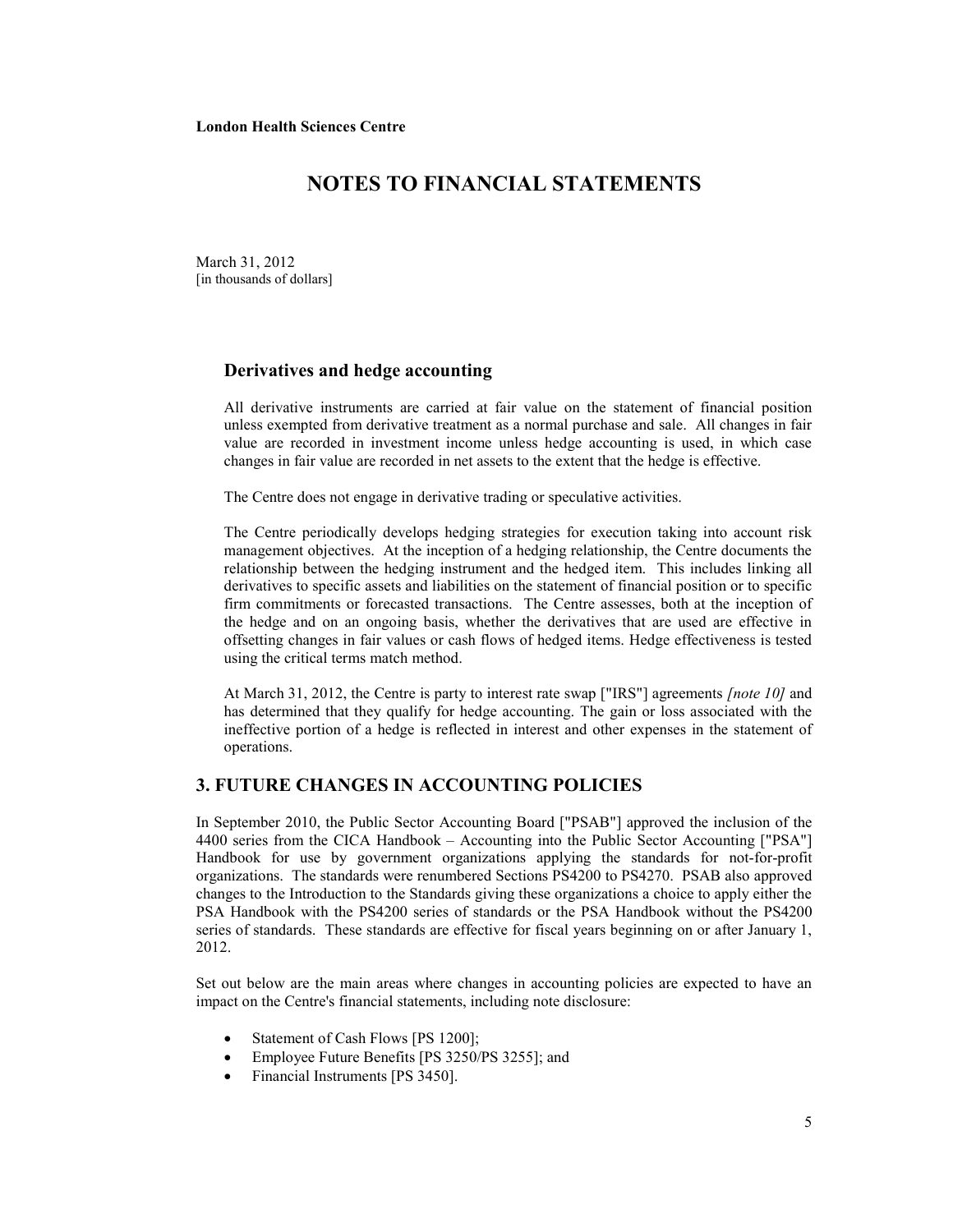**London Health Sciences Centre**

# NOTES TO FINANCIAL STATEMENTS

March 31, 2012
[in thousands of dollars]

### Derivatives and hedge accounting

All derivative instruments are carried at fair value on the statement of financial position unless exempted from derivative treatment as a normal purchase and sale. All changes in fair value are recorded in investment income unless hedge accounting is used, in which case changes in fair value are recorded in net assets to the extent that the hedge is effective.

The Centre does not engage in derivative trading or speculative activities.

The Centre periodically develops hedging strategies for execution taking into account risk management objectives. At the inception of a hedging relationship, the Centre documents the relationship between the hedging instrument and the hedged item. This includes linking all derivatives to specific assets and liabilities on the statement of financial position or to specific firm commitments or forecasted transactions. The Centre assesses, both at the inception of the hedge and on an ongoing basis, whether the derivatives that are used are effective in offsetting changes in fair values or cash flows of hedged items. Hedge effectiveness is tested using the critical terms match method.

At March 31, 2012, the Centre is party to interest rate swap ["IRS"] agreements *[note 10]* and has determined that they qualify for hedge accounting. The gain or loss associated with the ineffective portion of a hedge is reflected in interest and other expenses in the statement of operations.

## 3. FUTURE CHANGES IN ACCOUNTING POLICIES

In September 2010, the Public Sector Accounting Board ["PSAB"] approved the inclusion of the 4400 series from the CICA Handbook – Accounting into the Public Sector Accounting ["PSA"] Handbook for use by government organizations applying the standards for not-for-profit organizations. The standards were renumbered Sections PS4200 to PS4270. PSAB also approved changes to the Introduction to the Standards giving these organizations a choice to apply either the PSA Handbook with the PS4200 series of standards or the PSA Handbook without the PS4200 series of standards. These standards are effective for fiscal years beginning on or after January 1, 2012.

Set out below are the main areas where changes in accounting policies are expected to have an impact on the Centre's financial statements, including note disclosure:

- Statement of Cash Flows [PS 1200];
- Employee Future Benefits [PS 3250/PS 3255]; and
- Financial Instruments [PS 3450].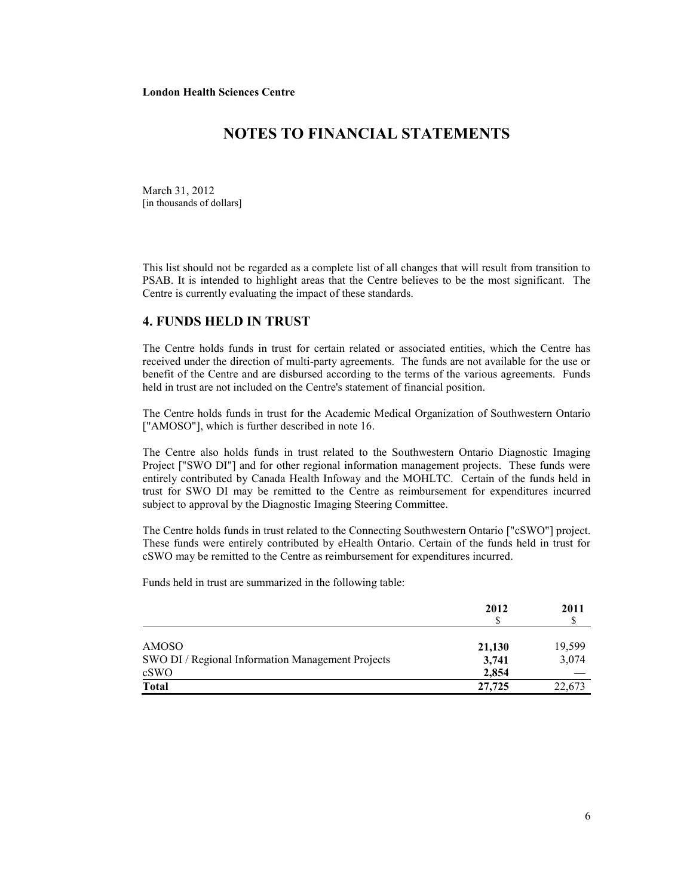London Health Sciences Centre

# NOTES TO FINANCIAL STATEMENTS

March 31, 2012
[in thousands of dollars]

This list should not be regarded as a complete list of all changes that will result from transition to PSAB. It is intended to highlight areas that the Centre believes to be the most significant. The Centre is currently evaluating the impact of these standards.

## 4. FUNDS HELD IN TRUST

The Centre holds funds in trust for certain related or associated entities, which the Centre has received under the direction of multi-party agreements. The funds are not available for the use or benefit of the Centre and are disbursed according to the terms of the various agreements. Funds held in trust are not included on the Centre's statement of financial position.

The Centre holds funds in trust for the Academic Medical Organization of Southwestern Ontario ["AMOSO"], which is further described in note 16.

The Centre also holds funds in trust related to the Southwestern Ontario Diagnostic Imaging Project ["SWO DI"] and for other regional information management projects. These funds were entirely contributed by Canada Health Infoway and the MOHLTC. Certain of the funds held in trust for SWO DI may be remitted to the Centre as reimbursement for expenditures incurred subject to approval by the Diagnostic Imaging Steering Committee.

The Centre holds funds in trust related to the Connecting Southwestern Ontario ["cSWO"] project. These funds were entirely contributed by eHealth Ontario. Certain of the funds held in trust for cSWO may be remitted to the Centre as reimbursement for expenditures incurred.

Funds held in trust are summarized in the following table:

| | 2012<br>$ | 2011<br>$ |
|---|---|---|
| AMOSO | **21,130** | 19,599 |
| SWO DI / Regional Information Management Projects | **3,741** | 3,074 |
| cSWO | **2,854** | — |
| **Total** | **27,725** | 22,673 |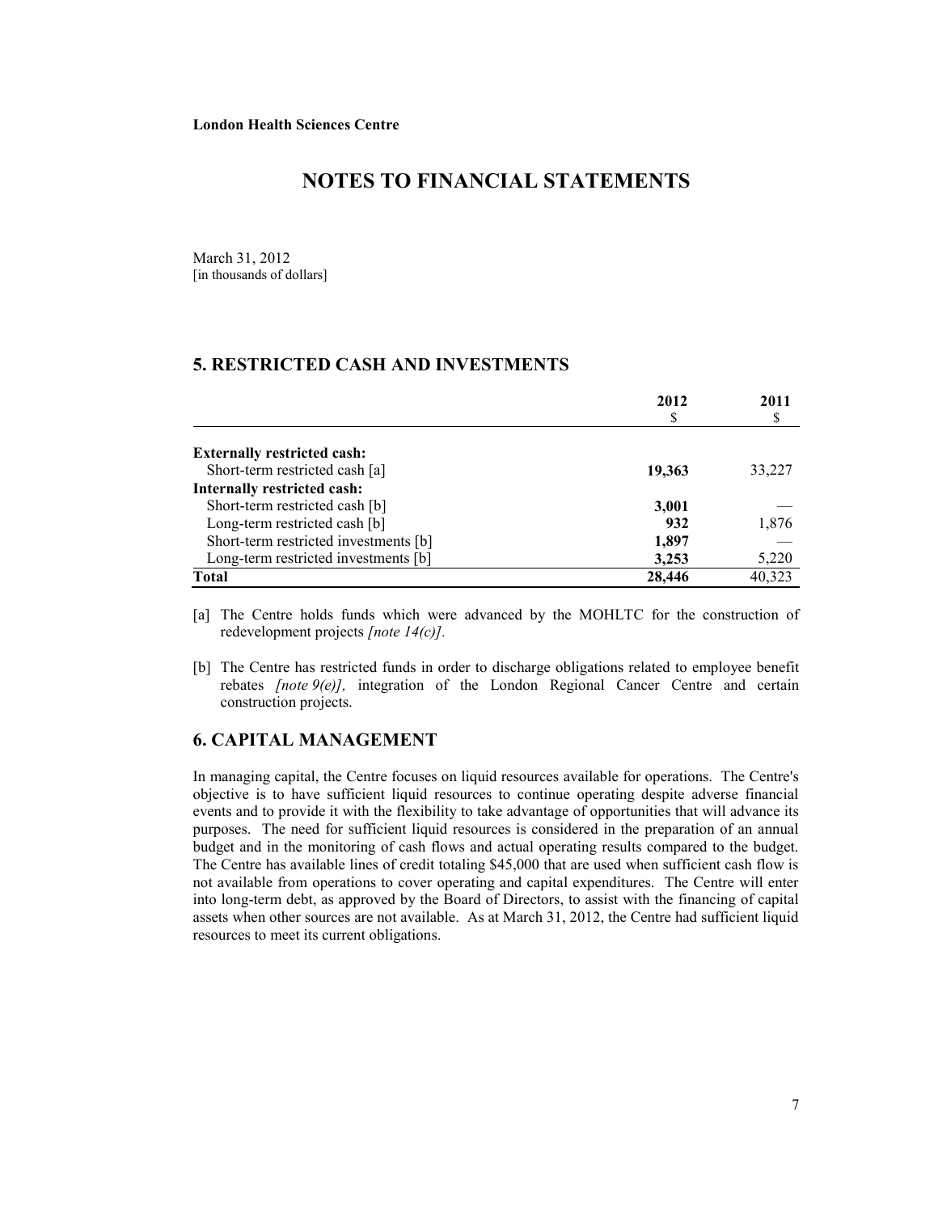**London Health Sciences Centre**

# NOTES TO FINANCIAL STATEMENTS

March 31, 2012
[in thousands of dollars]

## 5. RESTRICTED CASH AND INVESTMENTS

| | 2012<br>$ | 2011<br>$ |
|---|---|---|
| **Externally restricted cash:** | | |
| Short-term restricted cash [a] | **19,363** | 33,227 |
| **Internally restricted cash:** | | |
| Short-term restricted cash [b] | **3,001** | — |
| Long-term restricted cash [b] | **932** | 1,876 |
| Short-term restricted investments [b] | **1,897** | — |
| Long-term restricted investments [b] | **3,253** | 5,220 |
| **Total** | **28,446** | 40,323 |

[a] The Centre holds funds which were advanced by the MOHLTC for the construction of redevelopment projects *[note 14(c)].*

[b] The Centre has restricted funds in order to discharge obligations related to employee benefit rebates *[note 9(e)],* integration of the London Regional Cancer Centre and certain construction projects.

## 6. CAPITAL MANAGEMENT

In managing capital, the Centre focuses on liquid resources available for operations. The Centre's objective is to have sufficient liquid resources to continue operating despite adverse financial events and to provide it with the flexibility to take advantage of opportunities that will advance its purposes. The need for sufficient liquid resources is considered in the preparation of an annual budget and in the monitoring of cash flows and actual operating results compared to the budget. The Centre has available lines of credit totaling $45,000 that are used when sufficient cash flow is not available from operations to cover operating and capital expenditures. The Centre will enter into long-term debt, as approved by the Board of Directors, to assist with the financing of capital assets when other sources are not available. As at March 31, 2012, the Centre had sufficient liquid resources to meet its current obligations.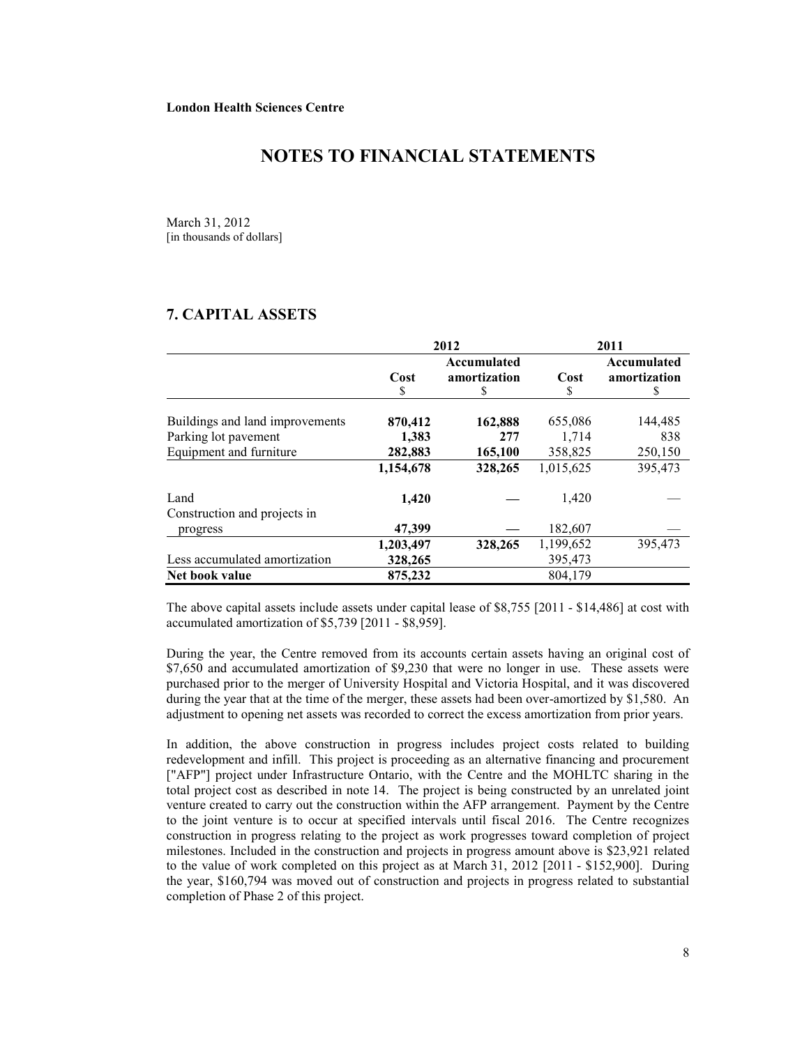**London Health Sciences Centre**

# NOTES TO FINANCIAL STATEMENTS

March 31, 2012
[in thousands of dollars]

## 7. CAPITAL ASSETS

| | 2012 | | 2011 | |
|---|---|---|---|---|
| | Cost<br>$ | Accumulated amortization<br>$ | Cost<br>$ | Accumulated amortization<br>$ |
| Buildings and land improvements | **870,412** | **162,888** | 655,086 | 144,485 |
| Parking lot pavement | **1,383** | **277** | 1,714 | 838 |
| Equipment and furniture | **282,883** | **165,100** | 358,825 | 250,150 |
| | **1,154,678** | **328,265** | 1,015,625 | 395,473 |
| Land | **1,420** | **—** | 1,420 | — |
| Construction and projects in progress | **47,399** | **—** | 182,607 | — |
| | **1,203,497** | **328,265** | 1,199,652 | 395,473 |
| Less accumulated amortization | **328,265** | | 395,473 | |
| **Net book value** | **875,232** | | 804,179 | |

The above capital assets include assets under capital lease of $8,755 [2011 - $14,486] at cost with accumulated amortization of $5,739 [2011 - $8,959].

During the year, the Centre removed from its accounts certain assets having an original cost of $7,650 and accumulated amortization of $9,230 that were no longer in use. These assets were purchased prior to the merger of University Hospital and Victoria Hospital, and it was discovered during the year that at the time of the merger, these assets had been over-amortized by $1,580. An adjustment to opening net assets was recorded to correct the excess amortization from prior years.

In addition, the above construction in progress includes project costs related to building redevelopment and infill. This project is proceeding as an alternative financing and procurement ["AFP"] project under Infrastructure Ontario, with the Centre and the MOHLTC sharing in the total project cost as described in note 14. The project is being constructed by an unrelated joint venture created to carry out the construction within the AFP arrangement. Payment by the Centre to the joint venture is to occur at specified intervals until fiscal 2016. The Centre recognizes construction in progress relating to the project as work progresses toward completion of project milestones. Included in the construction and projects in progress amount above is $23,921 related to the value of work completed on this project as at March 31, 2012 [2011 - $152,900]. During the year, $160,794 was moved out of construction and projects in progress related to substantial completion of Phase 2 of this project.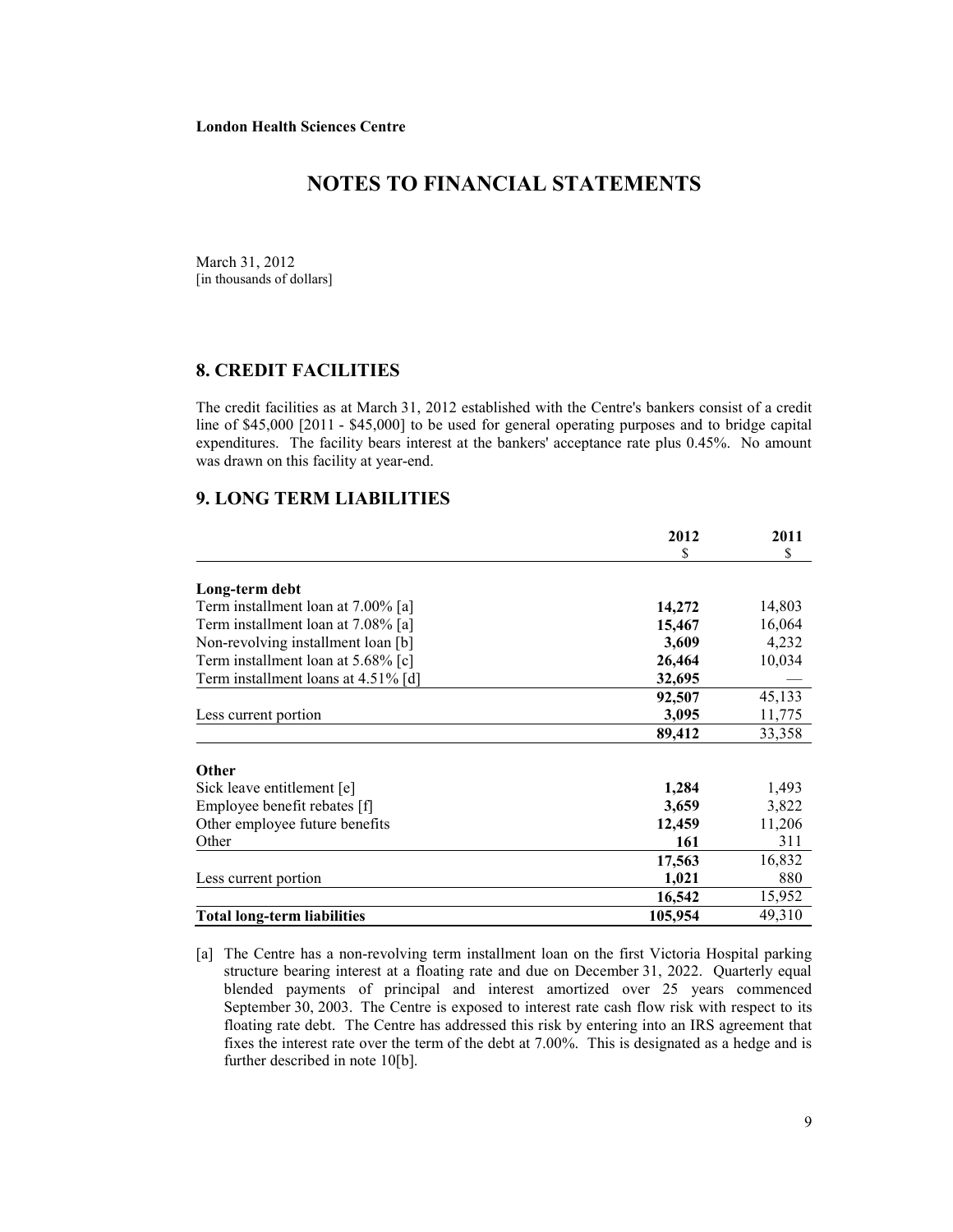**London Health Sciences Centre**

# NOTES TO FINANCIAL STATEMENTS

March 31, 2012
[in thousands of dollars]

## 8. CREDIT FACILITIES

The credit facilities as at March 31, 2012 established with the Centre's bankers consist of a credit line of $45,000 [2011 - $45,000] to be used for general operating purposes and to bridge capital expenditures. The facility bears interest at the bankers' acceptance rate plus 0.45%. No amount was drawn on this facility at year-end.

## 9. LONG TERM LIABILITIES

| | 2012<br>$ | 2011<br>$ |
|---|---|---|
| **Long-term debt** | | |
| Term installment loan at 7.00% [a] | **14,272** | 14,803 |
| Term installment loan at 7.08% [a] | **15,467** | 16,064 |
| Non-revolving installment loan [b] | **3,609** | 4,232 |
| Term installment loan at 5.68% [c] | **26,464** | 10,034 |
| Term installment loans at 4.51% [d] | **32,695** | — |
| | **92,507** | 45,133 |
| Less current portion | **3,095** | 11,775 |
| | **89,412** | 33,358 |
| **Other** | | |
| Sick leave entitlement [e] | **1,284** | 1,493 |
| Employee benefit rebates [f] | **3,659** | 3,822 |
| Other employee future benefits | **12,459** | 11,206 |
| Other | **161** | 311 |
| | **17,563** | 16,832 |
| Less current portion | **1,021** | 880 |
| | **16,542** | 15,952 |
| **Total long-term liabilities** | **105,954** | 49,310 |

[a] The Centre has a non-revolving term installment loan on the first Victoria Hospital parking structure bearing interest at a floating rate and due on December 31, 2022. Quarterly equal blended payments of principal and interest amortized over 25 years commenced September 30, 2003. The Centre is exposed to interest rate cash flow risk with respect to its floating rate debt. The Centre has addressed this risk by entering into an IRS agreement that fixes the interest rate over the term of the debt at 7.00%. This is designated as a hedge and is further described in note 10[b].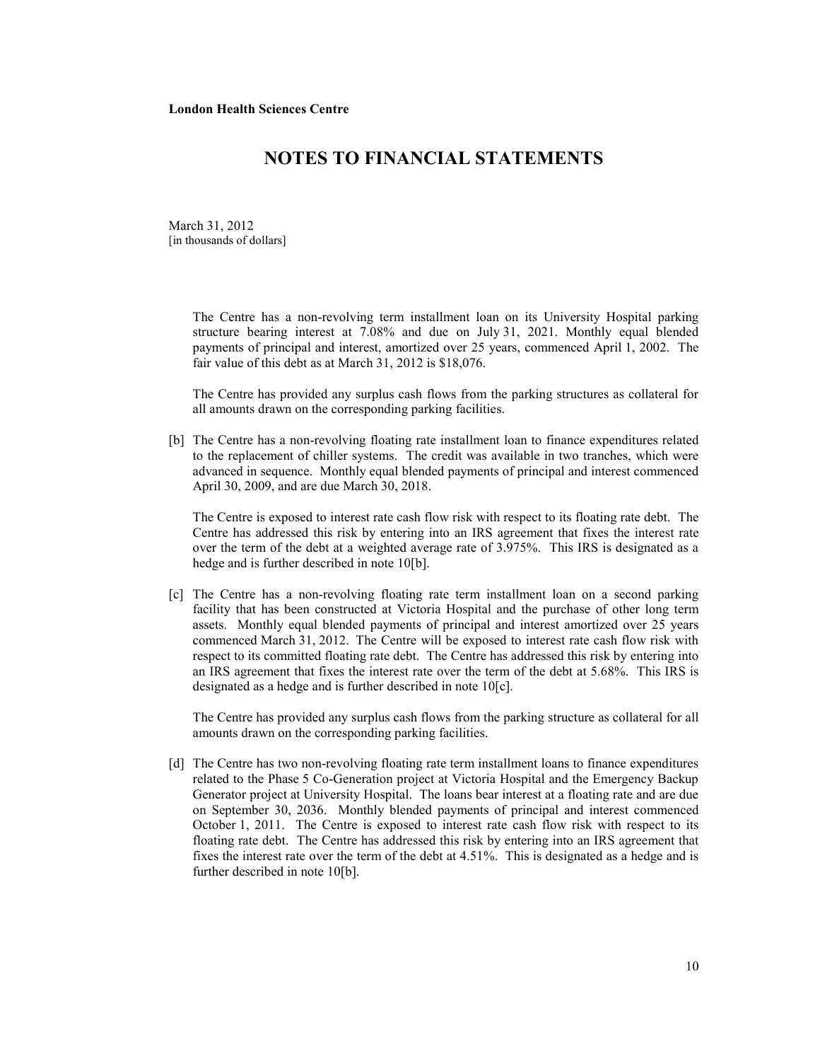**London Health Sciences Centre**

# NOTES TO FINANCIAL STATEMENTS

March 31, 2012
[in thousands of dollars]

The Centre has a non-revolving term installment loan on its University Hospital parking structure bearing interest at 7.08% and due on July 31, 2021. Monthly equal blended payments of principal and interest, amortized over 25 years, commenced April 1, 2002. The fair value of this debt as at March 31, 2012 is $18,076.

The Centre has provided any surplus cash flows from the parking structures as collateral for all amounts drawn on the corresponding parking facilities.

[b] The Centre has a non-revolving floating rate installment loan to finance expenditures related to the replacement of chiller systems. The credit was available in two tranches, which were advanced in sequence. Monthly equal blended payments of principal and interest commenced April 30, 2009, and are due March 30, 2018.

The Centre is exposed to interest rate cash flow risk with respect to its floating rate debt. The Centre has addressed this risk by entering into an IRS agreement that fixes the interest rate over the term of the debt at a weighted average rate of 3.975%. This IRS is designated as a hedge and is further described in note 10[b].

[c] The Centre has a non-revolving floating rate term installment loan on a second parking facility that has been constructed at Victoria Hospital and the purchase of other long term assets. Monthly equal blended payments of principal and interest amortized over 25 years commenced March 31, 2012. The Centre will be exposed to interest rate cash flow risk with respect to its committed floating rate debt. The Centre has addressed this risk by entering into an IRS agreement that fixes the interest rate over the term of the debt at 5.68%. This IRS is designated as a hedge and is further described in note 10[c].

The Centre has provided any surplus cash flows from the parking structure as collateral for all amounts drawn on the corresponding parking facilities.

[d] The Centre has two non-revolving floating rate term installment loans to finance expenditures related to the Phase 5 Co-Generation project at Victoria Hospital and the Emergency Backup Generator project at University Hospital. The loans bear interest at a floating rate and are due on September 30, 2036. Monthly blended payments of principal and interest commenced October 1, 2011. The Centre is exposed to interest rate cash flow risk with respect to its floating rate debt. The Centre has addressed this risk by entering into an IRS agreement that fixes the interest rate over the term of the debt at 4.51%. This is designated as a hedge and is further described in note 10[b].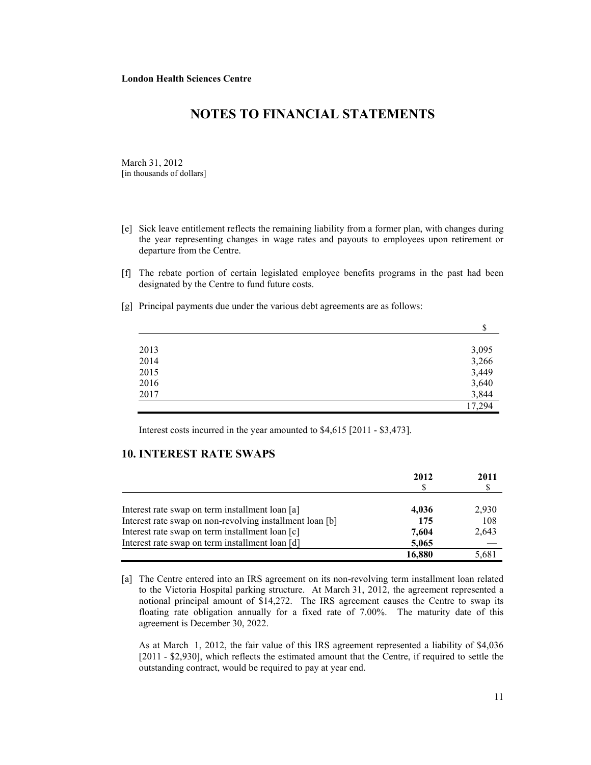**London Health Sciences Centre**

# NOTES TO FINANCIAL STATEMENTS

March 31, 2012
[in thousands of dollars]

[e] Sick leave entitlement reflects the remaining liability from a former plan, with changes during the year representing changes in wage rates and payouts to employees upon retirement or departure from the Centre.

[f] The rebate portion of certain legislated employee benefits programs in the past had been designated by the Centre to fund future costs.

[g] Principal payments due under the various debt agreements are as follows:

| | $ |
|---|---|
| 2013 | 3,095 |
| 2014 | 3,266 |
| 2015 | 3,449 |
| 2016 | 3,640 |
| 2017 | 3,844 |
| | 17,294 |

Interest costs incurred in the year amounted to $4,615 [2011 - $3,473].

## 10. INTEREST RATE SWAPS

| | **2012** $ | **2011** $ |
|---|---|---|
| Interest rate swap on term installment loan [a] | **4,036** | 2,930 |
| Interest rate swap on non-revolving installment loan [b] | **175** | 108 |
| Interest rate swap on term installment loan [c] | **7,604** | 2,643 |
| Interest rate swap on term installment loan [d] | **5,065** | — |
| | **16,880** | 5,681 |

[a] The Centre entered into an IRS agreement on its non-revolving term installment loan related to the Victoria Hospital parking structure. At March 31, 2012, the agreement represented a notional principal amount of $14,272. The IRS agreement causes the Centre to swap its floating rate obligation annually for a fixed rate of 7.00%. The maturity date of this agreement is December 30, 2022.

As at March 1, 2012, the fair value of this IRS agreement represented a liability of $4,036 [2011 - $2,930], which reflects the estimated amount that the Centre, if required to settle the outstanding contract, would be required to pay at year end.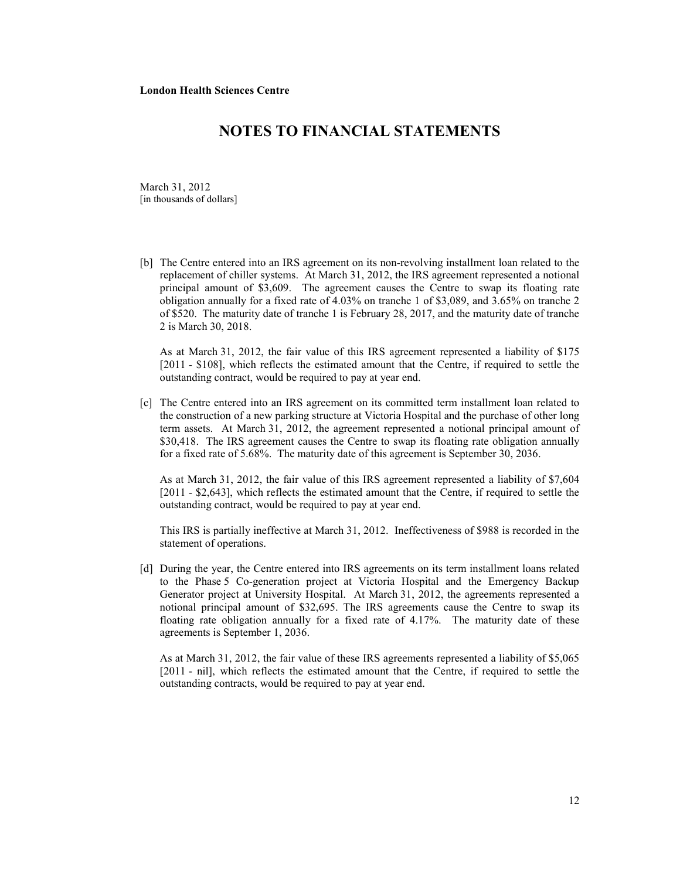**London Health Sciences Centre**

# NOTES TO FINANCIAL STATEMENTS

March 31, 2012
[in thousands of dollars]

[b] The Centre entered into an IRS agreement on its non-revolving installment loan related to the replacement of chiller systems. At March 31, 2012, the IRS agreement represented a notional principal amount of $3,609. The agreement causes the Centre to swap its floating rate obligation annually for a fixed rate of 4.03% on tranche 1 of $3,089, and 3.65% on tranche 2 of $520. The maturity date of tranche 1 is February 28, 2017, and the maturity date of tranche 2 is March 30, 2018.

As at March 31, 2012, the fair value of this IRS agreement represented a liability of $175 [2011 - $108], which reflects the estimated amount that the Centre, if required to settle the outstanding contract, would be required to pay at year end.

[c] The Centre entered into an IRS agreement on its committed term installment loan related to the construction of a new parking structure at Victoria Hospital and the purchase of other long term assets. At March 31, 2012, the agreement represented a notional principal amount of $30,418. The IRS agreement causes the Centre to swap its floating rate obligation annually for a fixed rate of 5.68%. The maturity date of this agreement is September 30, 2036.

As at March 31, 2012, the fair value of this IRS agreement represented a liability of $7,604 [2011 - $2,643], which reflects the estimated amount that the Centre, if required to settle the outstanding contract, would be required to pay at year end.

This IRS is partially ineffective at March 31, 2012. Ineffectiveness of $988 is recorded in the statement of operations.

[d] During the year, the Centre entered into IRS agreements on its term installment loans related to the Phase 5 Co-generation project at Victoria Hospital and the Emergency Backup Generator project at University Hospital. At March 31, 2012, the agreements represented a notional principal amount of $32,695. The IRS agreements cause the Centre to swap its floating rate obligation annually for a fixed rate of 4.17%. The maturity date of these agreements is September 1, 2036.

As at March 31, 2012, the fair value of these IRS agreements represented a liability of $5,065 [2011 - nil], which reflects the estimated amount that the Centre, if required to settle the outstanding contracts, would be required to pay at year end.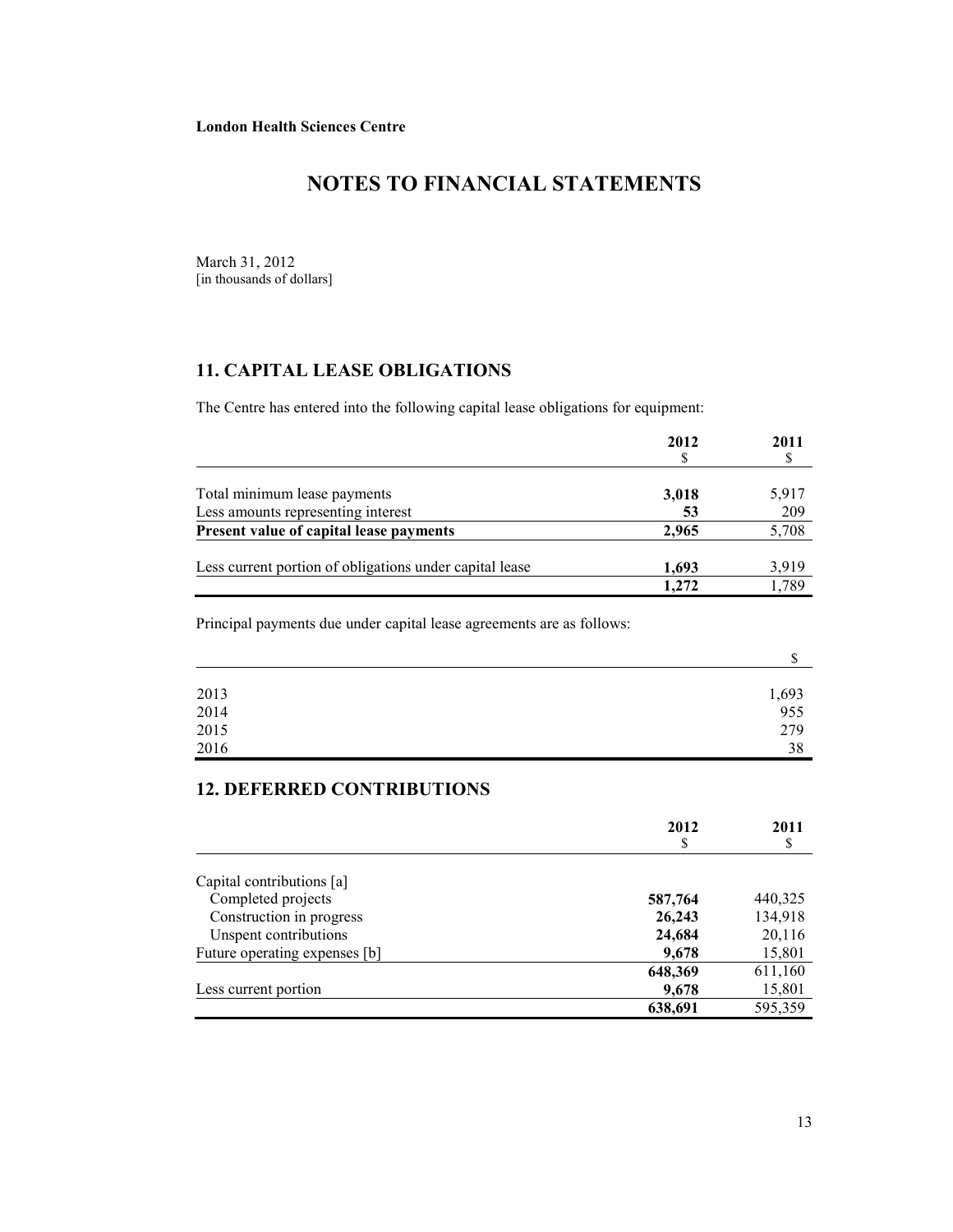**London Health Sciences Centre**

# NOTES TO FINANCIAL STATEMENTS

March 31, 2012
[in thousands of dollars]

## 11. CAPITAL LEASE OBLIGATIONS

The Centre has entered into the following capital lease obligations for equipment:

| | 2012<br>$ | 2011<br>$ |
|---|---|---|
| Total minimum lease payments | **3,018** | 5,917 |
| Less amounts representing interest | **53** | 209 |
| **Present value of capital lease payments** | **2,965** | 5,708 |
| Less current portion of obligations under capital lease | **1,693** | 3,919 |
| | **1,272** | 1,789 |

Principal payments due under capital lease agreements are as follows:

| | $ |
|---|---|
| 2013 | 1,693 |
| 2014 | 955 |
| 2015 | 279 |
| 2016 | 38 |

## 12. DEFERRED CONTRIBUTIONS

| | 2012<br>$ | 2011<br>$ |
|---|---|---|
| Capital contributions [a] | | |
| Completed projects | **587,764** | 440,325 |
| Construction in progress | **26,243** | 134,918 |
| Unspent contributions | **24,684** | 20,116 |
| Future operating expenses [b] | **9,678** | 15,801 |
| | **648,369** | 611,160 |
| Less current portion | **9,678** | 15,801 |
| | **638,691** | 595,359 |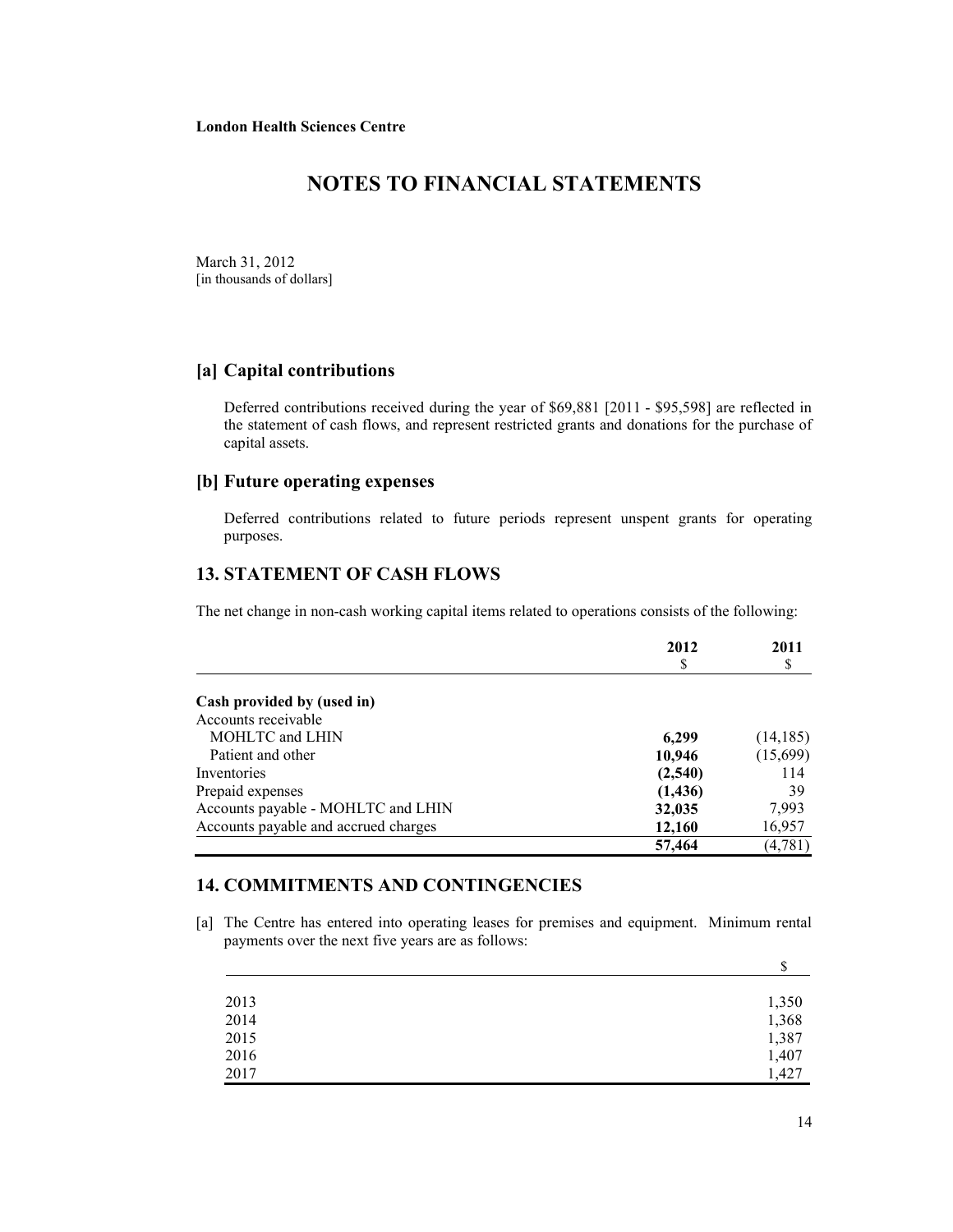**London Health Sciences Centre**

# NOTES TO FINANCIAL STATEMENTS

March 31, 2012
[in thousands of dollars]

## [a] Capital contributions

Deferred contributions received during the year of $69,881 [2011 - $95,598] are reflected in the statement of cash flows, and represent restricted grants and donations for the purchase of capital assets.

## [b] Future operating expenses

Deferred contributions related to future periods represent unspent grants for operating purposes.

## 13. STATEMENT OF CASH FLOWS

The net change in non-cash working capital items related to operations consists of the following:

| | 2012<br>$ | 2011<br>$ |
|---|---|---|
| **Cash provided by (used in)** | | |
| Accounts receivable | | |
| MOHLTC and LHIN | **6,299** | (14,185) |
| Patient and other | **10,946** | (15,699) |
| Inventories | **(2,540)** | 114 |
| Prepaid expenses | **(1,436)** | 39 |
| Accounts payable - MOHLTC and LHIN | **32,035** | 7,993 |
| Accounts payable and accrued charges | **12,160** | 16,957 |
| | **57,464** | (4,781) |

## 14. COMMITMENTS AND CONTINGENCIES

[a] The Centre has entered into operating leases for premises and equipment. Minimum rental payments over the next five years are as follows:

| | $ |
|---|---|
| 2013 | 1,350 |
| 2014 | 1,368 |
| 2015 | 1,387 |
| 2016 | 1,407 |
| 2017 | 1,427 |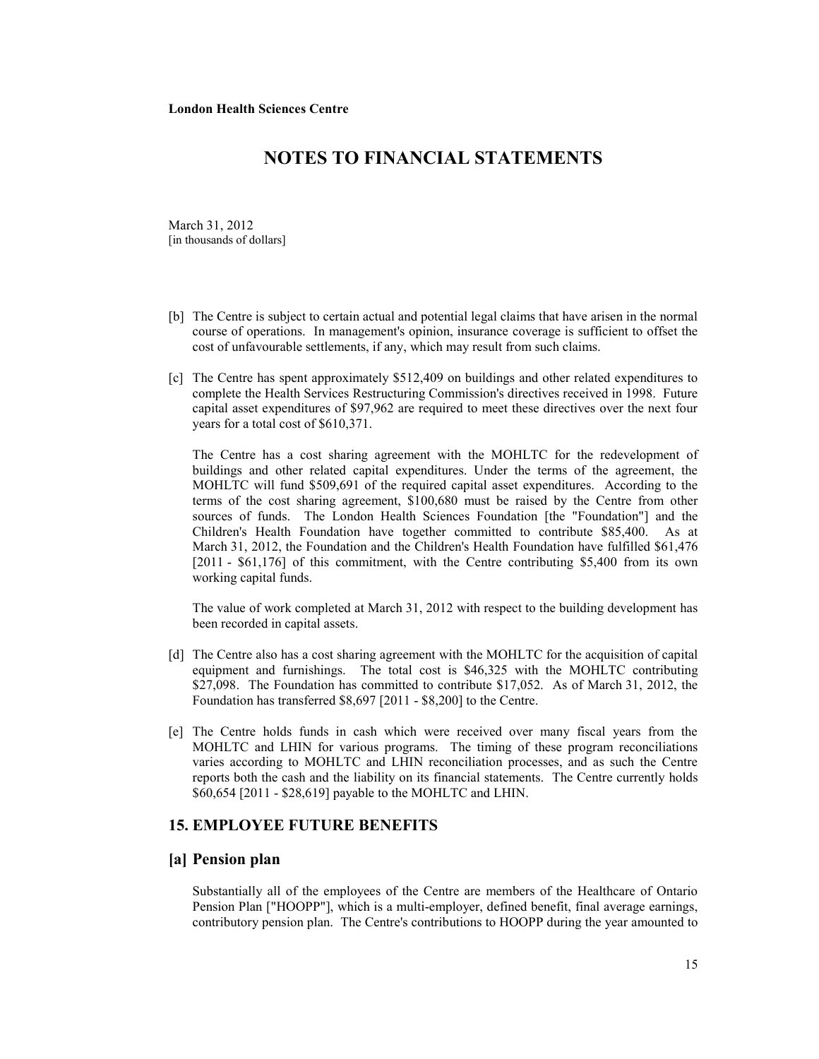London Health Sciences Centre

# NOTES TO FINANCIAL STATEMENTS

March 31, 2012
[in thousands of dollars]

[b] The Centre is subject to certain actual and potential legal claims that have arisen in the normal course of operations. In management's opinion, insurance coverage is sufficient to offset the cost of unfavourable settlements, if any, which may result from such claims.

[c] The Centre has spent approximately $512,409 on buildings and other related expenditures to complete the Health Services Restructuring Commission's directives received in 1998. Future capital asset expenditures of $97,962 are required to meet these directives over the next four years for a total cost of $610,371.

The Centre has a cost sharing agreement with the MOHLTC for the redevelopment of buildings and other related capital expenditures. Under the terms of the agreement, the MOHLTC will fund $509,691 of the required capital asset expenditures. According to the terms of the cost sharing agreement, $100,680 must be raised by the Centre from other sources of funds. The London Health Sciences Foundation [the "Foundation"] and the Children's Health Foundation have together committed to contribute $85,400. As at March 31, 2012, the Foundation and the Children's Health Foundation have fulfilled $61,476 [2011 - $61,176] of this commitment, with the Centre contributing $5,400 from its own working capital funds.

The value of work completed at March 31, 2012 with respect to the building development has been recorded in capital assets.

[d] The Centre also has a cost sharing agreement with the MOHLTC for the acquisition of capital equipment and furnishings. The total cost is $46,325 with the MOHLTC contributing $27,098. The Foundation has committed to contribute $17,052. As of March 31, 2012, the Foundation has transferred $8,697 [2011 - $8,200] to the Centre.

[e] The Centre holds funds in cash which were received over many fiscal years from the MOHLTC and LHIN for various programs. The timing of these program reconciliations varies according to MOHLTC and LHIN reconciliation processes, and as such the Centre reports both the cash and the liability on its financial statements. The Centre currently holds $60,654 [2011 - $28,619] payable to the MOHLTC and LHIN.

## 15. EMPLOYEE FUTURE BENEFITS

### [a] Pension plan

Substantially all of the employees of the Centre are members of the Healthcare of Ontario Pension Plan ["HOOPP"], which is a multi-employer, defined benefit, final average earnings, contributory pension plan. The Centre's contributions to HOOPP during the year amounted to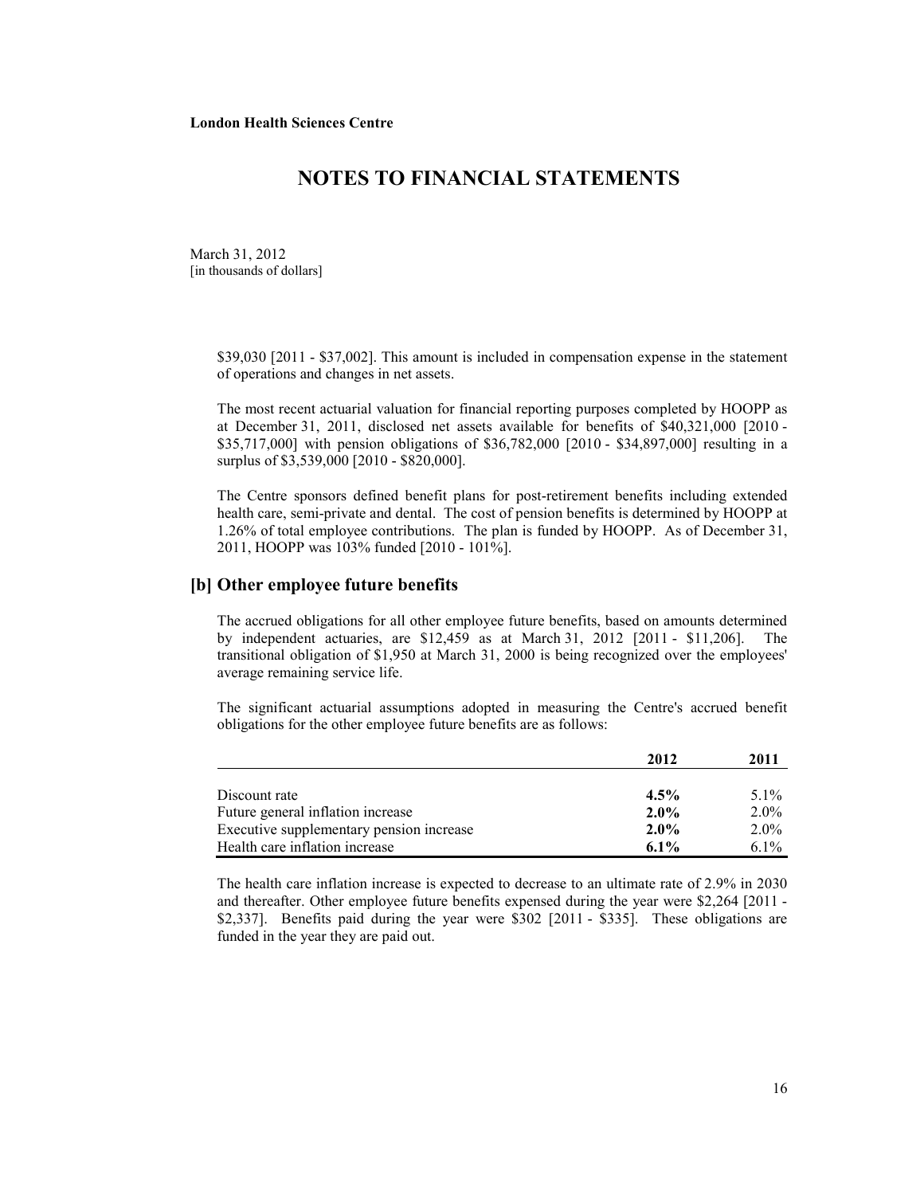**London Health Sciences Centre**

# NOTES TO FINANCIAL STATEMENTS

March 31, 2012
[in thousands of dollars]

$39,030 [2011 - $37,002]. This amount is included in compensation expense in the statement of operations and changes in net assets.

The most recent actuarial valuation for financial reporting purposes completed by HOOPP as at December 31, 2011, disclosed net assets available for benefits of $40,321,000 [2010 - $35,717,000] with pension obligations of $36,782,000 [2010 - $34,897,000] resulting in a surplus of $3,539,000 [2010 - $820,000].

The Centre sponsors defined benefit plans for post-retirement benefits including extended health care, semi-private and dental. The cost of pension benefits is determined by HOOPP at 1.26% of total employee contributions. The plan is funded by HOOPP. As of December 31, 2011, HOOPP was 103% funded [2010 - 101%].

## [b] Other employee future benefits

The accrued obligations for all other employee future benefits, based on amounts determined by independent actuaries, are $12,459 as at March 31, 2012 [2011 - $11,206]. The transitional obligation of $1,950 at March 31, 2000 is being recognized over the employees' average remaining service life.

The significant actuarial assumptions adopted in measuring the Centre's accrued benefit obligations for the other employee future benefits are as follows:

| | 2012 | 2011 |
|---|---|---|
| Discount rate | **4.5%** | 5.1% |
| Future general inflation increase | **2.0%** | 2.0% |
| Executive supplementary pension increase | **2.0%** | 2.0% |
| Health care inflation increase | **6.1%** | 6.1% |

The health care inflation increase is expected to decrease to an ultimate rate of 2.9% in 2030 and thereafter. Other employee future benefits expensed during the year were $2,264 [2011 - $2,337]. Benefits paid during the year were $302 [2011 - $335]. These obligations are funded in the year they are paid out.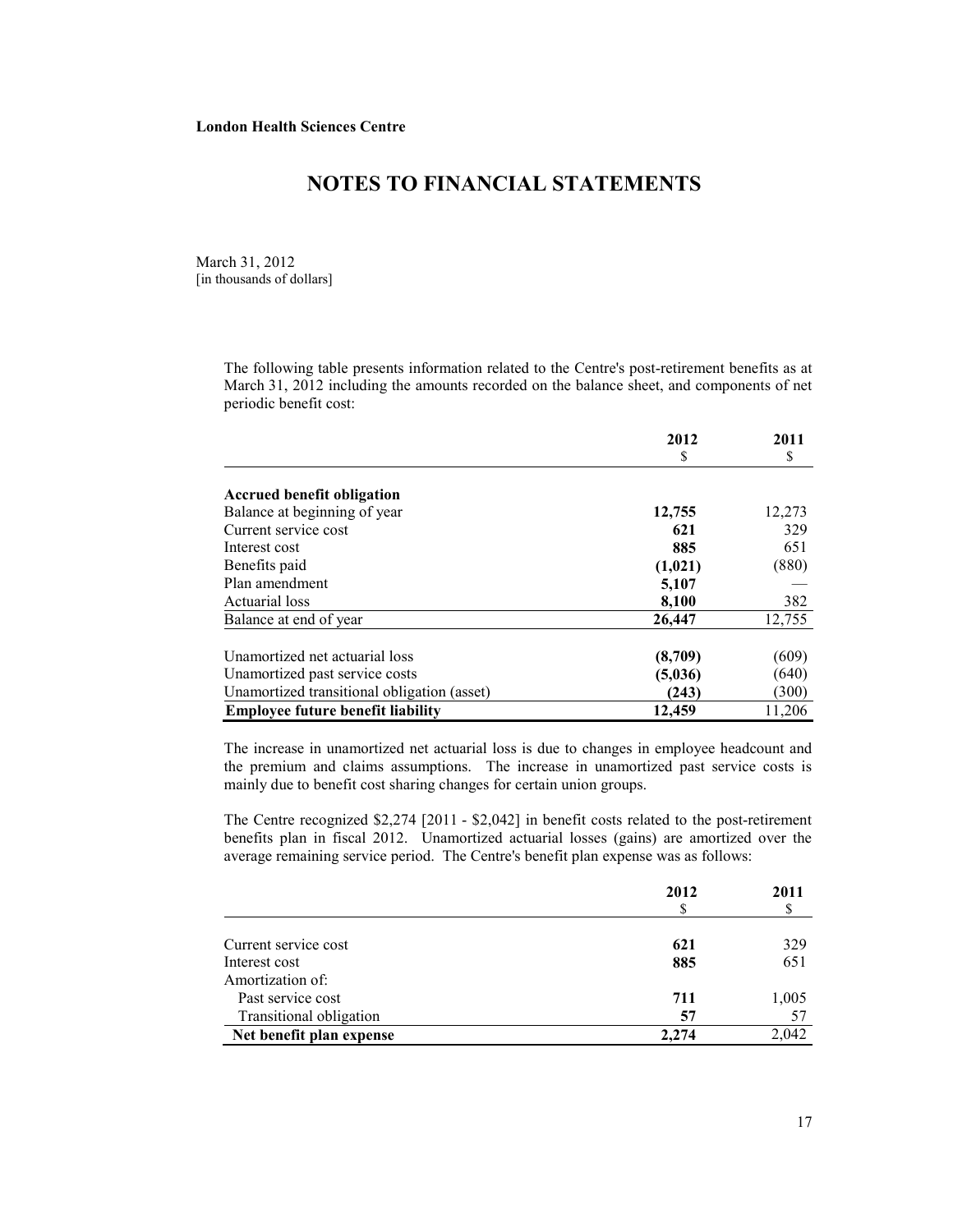**London Health Sciences Centre**

# NOTES TO FINANCIAL STATEMENTS

March 31, 2012
[in thousands of dollars]

The following table presents information related to the Centre's post-retirement benefits as at March 31, 2012 including the amounts recorded on the balance sheet, and components of net periodic benefit cost:

| | 2012<br>$ | 2011<br>$ |
|---|---|---|
| **Accrued benefit obligation** | | |
| Balance at beginning of year | **12,755** | 12,273 |
| Current service cost | **621** | 329 |
| Interest cost | **885** | 651 |
| Benefits paid | **(1,021)** | (880) |
| Plan amendment | **5,107** | — |
| Actuarial loss | **8,100** | 382 |
| Balance at end of year | **26,447** | 12,755 |
| Unamortized net actuarial loss | **(8,709)** | (609) |
| Unamortized past service costs | **(5,036)** | (640) |
| Unamortized transitional obligation (asset) | **(243)** | (300) |
| **Employee future benefit liability** | **12,459** | 11,206 |

The increase in unamortized net actuarial loss is due to changes in employee headcount and the premium and claims assumptions. The increase in unamortized past service costs is mainly due to benefit cost sharing changes for certain union groups.

The Centre recognized $2,274 [2011 - $2,042] in benefit costs related to the post-retirement benefits plan in fiscal 2012. Unamortized actuarial losses (gains) are amortized over the average remaining service period. The Centre's benefit plan expense was as follows:

| | 2012<br>$ | 2011<br>$ |
|---|---|---|
| Current service cost | **621** | 329 |
| Interest cost | **885** | 651 |
| Amortization of: | | |
| Past service cost | **711** | 1,005 |
| Transitional obligation | **57** | 57 |
| **Net benefit plan expense** | **2,274** | 2,042 |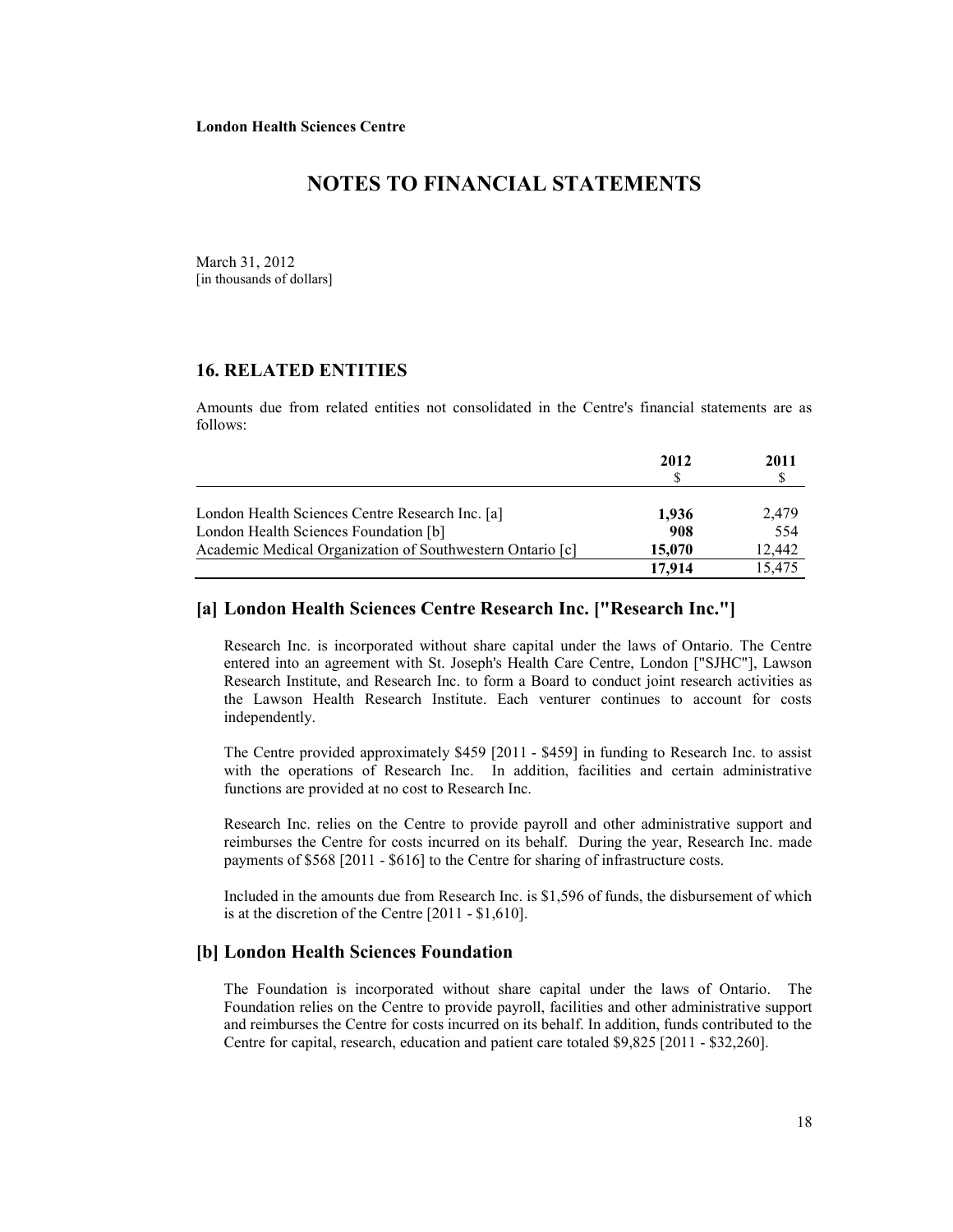**London Health Sciences Centre**

# NOTES TO FINANCIAL STATEMENTS

March 31, 2012
[in thousands of dollars]

## 16. RELATED ENTITIES

Amounts due from related entities not consolidated in the Centre's financial statements are as follows:

| | 2012 $ | 2011 $ |
|---|---|---|
| London Health Sciences Centre Research Inc. [a] | **1,936** | 2,479 |
| London Health Sciences Foundation [b] | **908** | 554 |
| Academic Medical Organization of Southwestern Ontario [c] | **15,070** | 12,442 |
| | **17,914** | 15,475 |

### [a] London Health Sciences Centre Research Inc. ["Research Inc."]

Research Inc. is incorporated without share capital under the laws of Ontario. The Centre entered into an agreement with St. Joseph's Health Care Centre, London ["SJHC"], Lawson Research Institute, and Research Inc. to form a Board to conduct joint research activities as the Lawson Health Research Institute. Each venturer continues to account for costs independently.

The Centre provided approximately $459 [2011 - $459] in funding to Research Inc. to assist with the operations of Research Inc. In addition, facilities and certain administrative functions are provided at no cost to Research Inc.

Research Inc. relies on the Centre to provide payroll and other administrative support and reimburses the Centre for costs incurred on its behalf. During the year, Research Inc. made payments of $568 [2011 - $616] to the Centre for sharing of infrastructure costs.

Included in the amounts due from Research Inc. is $1,596 of funds, the disbursement of which is at the discretion of the Centre [2011 - $1,610].

### [b] London Health Sciences Foundation

The Foundation is incorporated without share capital under the laws of Ontario. The Foundation relies on the Centre to provide payroll, facilities and other administrative support and reimburses the Centre for costs incurred on its behalf. In addition, funds contributed to the Centre for capital, research, education and patient care totaled $9,825 [2011 - $32,260].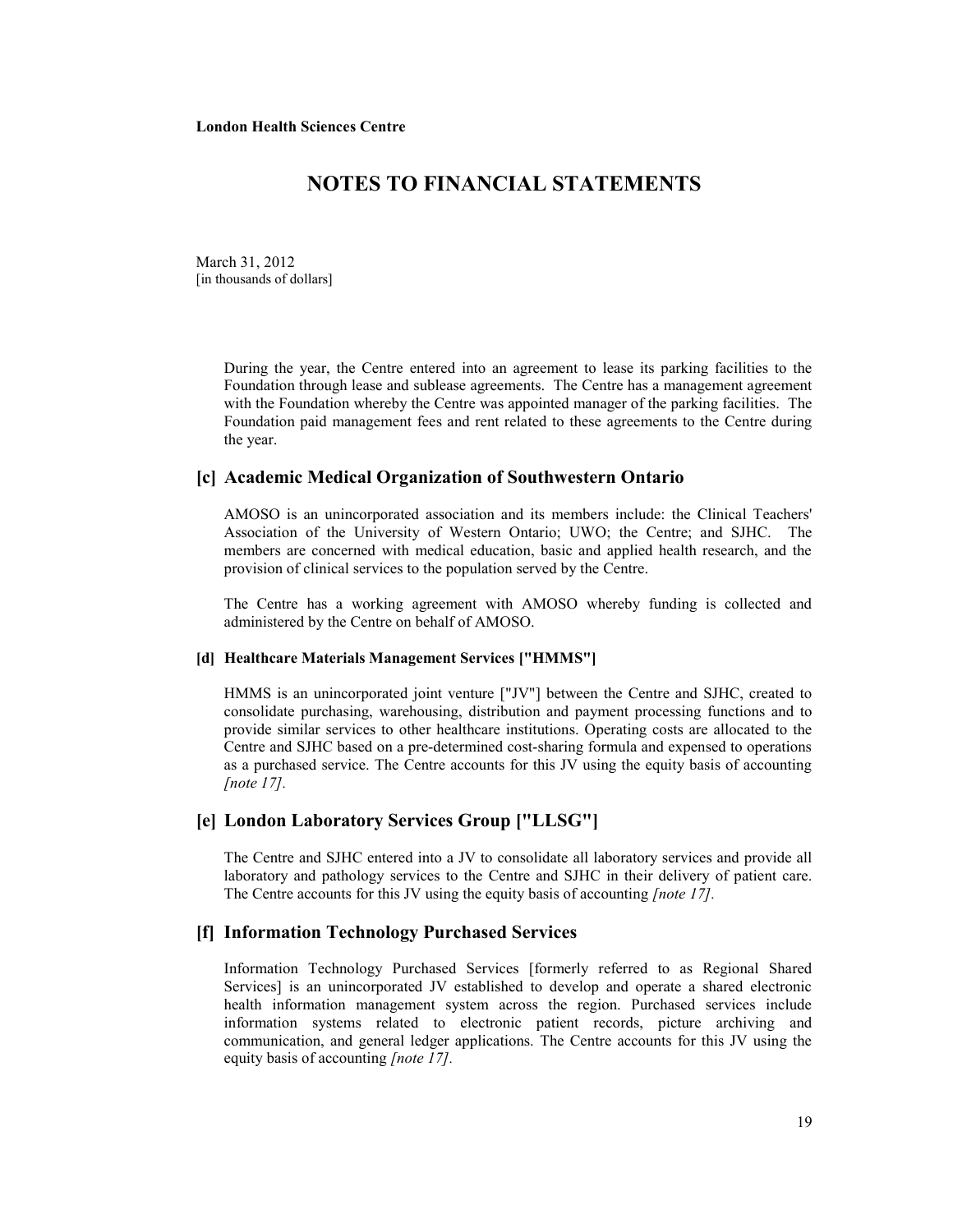During the year, the Centre entered into an agreement to lease its parking facilities to the Foundation through lease and sublease agreements. The Centre has a management agreement with the Foundation whereby the Centre was appointed manager of the parking facilities. The Foundation paid management fees and rent related to these agreements to the Centre during the year.

## [c] Academic Medical Organization of Southwestern Ontario

AMOSO is an unincorporated association and its members include: the Clinical Teachers' Association of the University of Western Ontario; UWO; the Centre; and SJHC. The members are concerned with medical education, basic and applied health research, and the provision of clinical services to the population served by the Centre.

The Centre has a working agreement with AMOSO whereby funding is collected and administered by the Centre on behalf of AMOSO.

#### [d] Healthcare Materials Management Services ["HMMS"]

HMMS is an unincorporated joint venture ["JV"] between the Centre and SJHC, created to consolidate purchasing, warehousing, distribution and payment processing functions and to provide similar services to other healthcare institutions. Operating costs are allocated to the Centre and SJHC based on a pre-determined cost-sharing formula and expensed to operations as a purchased service. The Centre accounts for this JV using the equity basis of accounting *[note 17].*

## [e] London Laboratory Services Group ["LLSG"]

The Centre and SJHC entered into a JV to consolidate all laboratory services and provide all laboratory and pathology services to the Centre and SJHC in their delivery of patient care. The Centre accounts for this JV using the equity basis of accounting *[note 17].*

## [f] Information Technology Purchased Services

Information Technology Purchased Services [formerly referred to as Regional Shared Services] is an unincorporated JV established to develop and operate a shared electronic health information management system across the region. Purchased services include information systems related to electronic patient records, picture archiving and communication, and general ledger applications. The Centre accounts for this JV using the equity basis of accounting *[note 17].*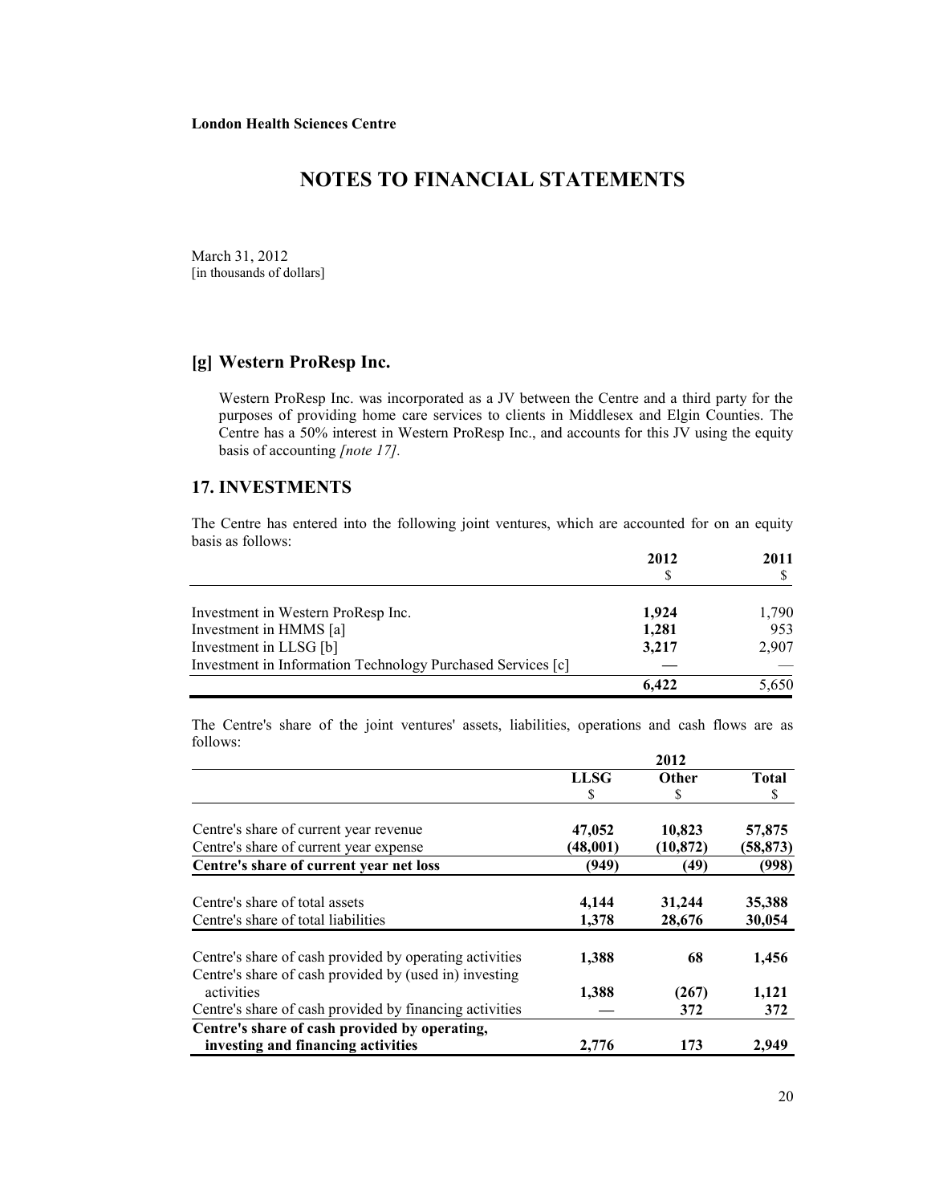**London Health Sciences Centre**

# NOTES TO FINANCIAL STATEMENTS

March 31, 2012
[in thousands of dollars]

## [g] Western ProResp Inc.

Western ProResp Inc. was incorporated as a JV between the Centre and a third party for the purposes of providing home care services to clients in Middlesex and Elgin Counties. The Centre has a 50% interest in Western ProResp Inc., and accounts for this JV using the equity basis of accounting *[note 17]*.

## 17. INVESTMENTS

The Centre has entered into the following joint ventures, which are accounted for on an equity basis as follows:

| | 2012<br>$ | 2011<br>$ |
|---|---|---|
| Investment in Western ProResp Inc. | **1,924** | 1,790 |
| Investment in HMMS [a] | **1,281** | 953 |
| Investment in LLSG [b] | **3,217** | 2,907 |
| Investment in Information Technology Purchased Services [c] | **—** | — |
| | **6,422** | 5,650 |

The Centre's share of the joint ventures' assets, liabilities, operations and cash flows are as follows:

| | 2012 | | |
|---|---|---|---|
| | **LLSG**<br>$ | **Other**<br>$ | **Total**<br>$ |
| Centre's share of current year revenue | **47,052** | **10,823** | **57,875** |
| Centre's share of current year expense | **(48,001)** | **(10,872)** | **(58,873)** |
| **Centre's share of current year net loss** | **(949)** | **(49)** | **(998)** |
| Centre's share of total assets | **4,144** | **31,244** | **35,388** |
| Centre's share of total liabilities | **1,378** | **28,676** | **30,054** |
| Centre's share of cash provided by operating activities | **1,388** | **68** | **1,456** |
| Centre's share of cash provided by (used in) investing activities | **1,388** | **(267)** | **1,121** |
| Centre's share of cash provided by financing activities | **—** | **372** | **372** |
| **Centre's share of cash provided by operating, investing and financing activities** | **2,776** | **173** | **2,949** |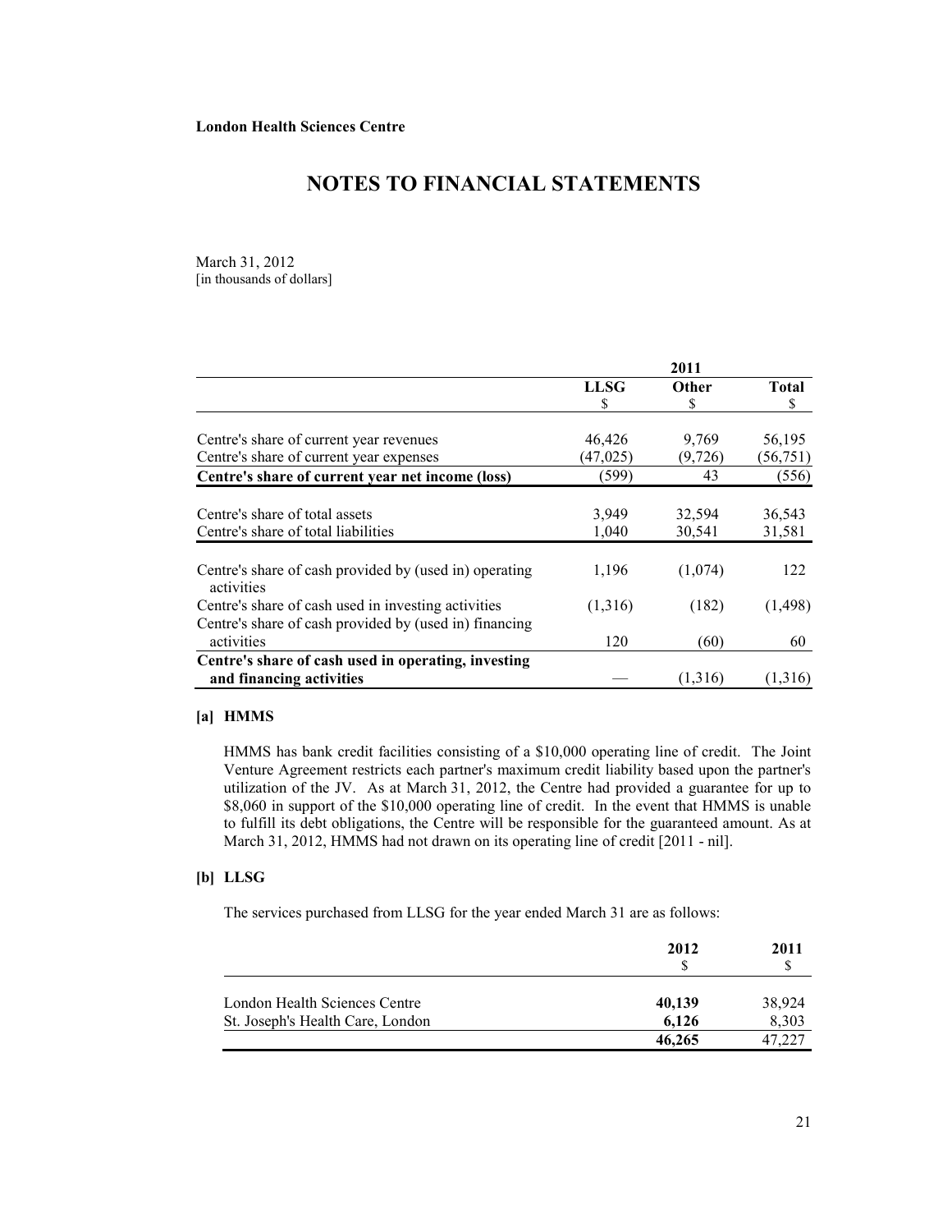**London Health Sciences Centre**

# NOTES TO FINANCIAL STATEMENTS

March 31, 2012
[in thousands of dollars]

| | 2011 | | |
|---|---|---|---|
| | **LLSG** $ | **Other** $ | **Total** $ |
| Centre's share of current year revenues | 46,426 | 9,769 | 56,195 |
| Centre's share of current year expenses | (47,025) | (9,726) | (56,751) |
| **Centre's share of current year net income (loss)** | (599) | 43 | (556) |
| Centre's share of total assets | 3,949 | 32,594 | 36,543 |
| Centre's share of total liabilities | 1,040 | 30,541 | 31,581 |
| Centre's share of cash provided by (used in) operating activities | 1,196 | (1,074) | 122 |
| Centre's share of cash used in investing activities | (1,316) | (182) | (1,498) |
| Centre's share of cash provided by (used in) financing activities | 120 | (60) | 60 |
| **Centre's share of cash used in operating, investing and financing activities** | — | (1,316) | (1,316) |

**[a] HMMS**

HMMS has bank credit facilities consisting of a $10,000 operating line of credit. The Joint Venture Agreement restricts each partner's maximum credit liability based upon the partner's utilization of the JV. As at March 31, 2012, the Centre had provided a guarantee for up to $8,060 in support of the $10,000 operating line of credit. In the event that HMMS is unable to fulfill its debt obligations, the Centre will be responsible for the guaranteed amount. As at March 31, 2012, HMMS had not drawn on its operating line of credit [2011 - nil].

**[b] LLSG**

The services purchased from LLSG for the year ended March 31 are as follows:

| | **2012** $ | **2011** $ |
|---|---|---|
| London Health Sciences Centre | **40,139** | 38,924 |
| St. Joseph's Health Care, London | **6,126** | 8,303 |
| | **46,265** | 47,227 |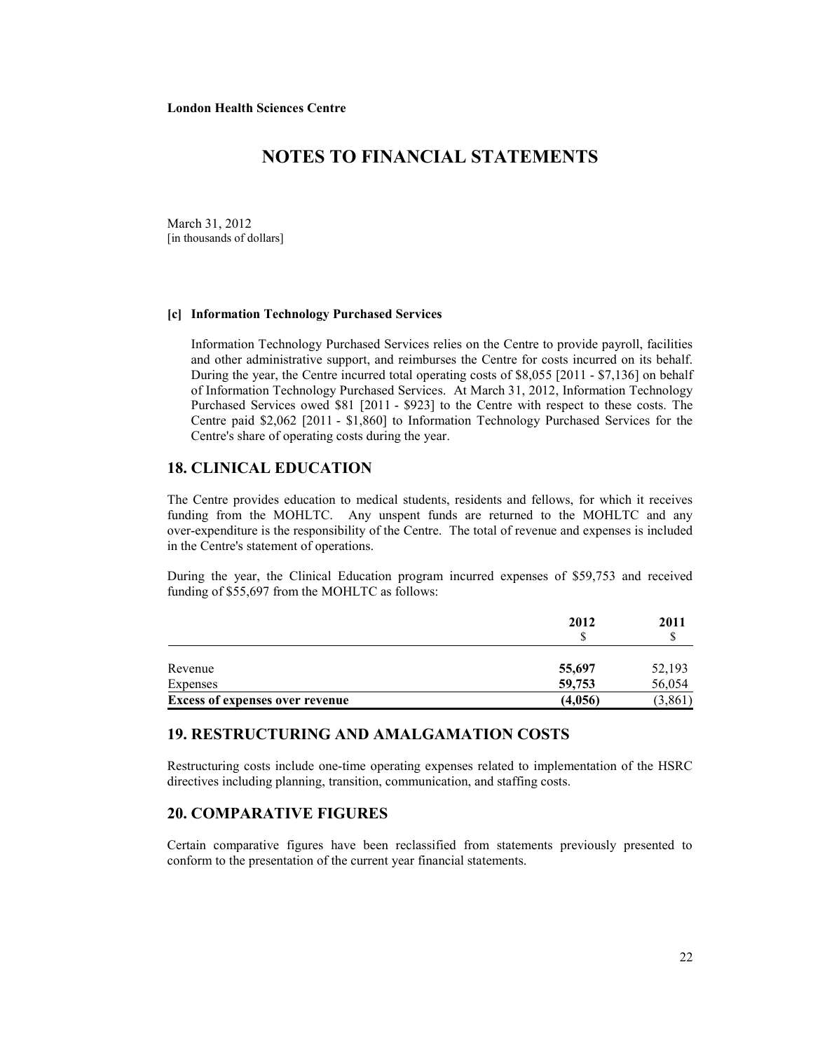**London Health Sciences Centre**

# NOTES TO FINANCIAL STATEMENTS

March 31, 2012
[in thousands of dollars]

**[c] Information Technology Purchased Services**

Information Technology Purchased Services relies on the Centre to provide payroll, facilities and other administrative support, and reimburses the Centre for costs incurred on its behalf. During the year, the Centre incurred total operating costs of $8,055 [2011 - $7,136] on behalf of Information Technology Purchased Services. At March 31, 2012, Information Technology Purchased Services owed $81 [2011 - $923] to the Centre with respect to these costs. The Centre paid $2,062 [2011 - $1,860] to Information Technology Purchased Services for the Centre's share of operating costs during the year.

## 18. CLINICAL EDUCATION

The Centre provides education to medical students, residents and fellows, for which it receives funding from the MOHLTC. Any unspent funds are returned to the MOHLTC and any over-expenditure is the responsibility of the Centre. The total of revenue and expenses is included in the Centre's statement of operations.

During the year, the Clinical Education program incurred expenses of $59,753 and received funding of $55,697 from the MOHLTC as follows:

| | 2012<br>$ | 2011<br>$ |
|---|---|---|
| Revenue | **55,697** | 52,193 |
| Expenses | **59,753** | 56,054 |
| **Excess of expenses over revenue** | **(4,056)** | (3,861) |

## 19. RESTRUCTURING AND AMALGAMATION COSTS

Restructuring costs include one-time operating expenses related to implementation of the HSRC directives including planning, transition, communication, and staffing costs.

## 20. COMPARATIVE FIGURES

Certain comparative figures have been reclassified from statements previously presented to conform to the presentation of the current year financial statements.